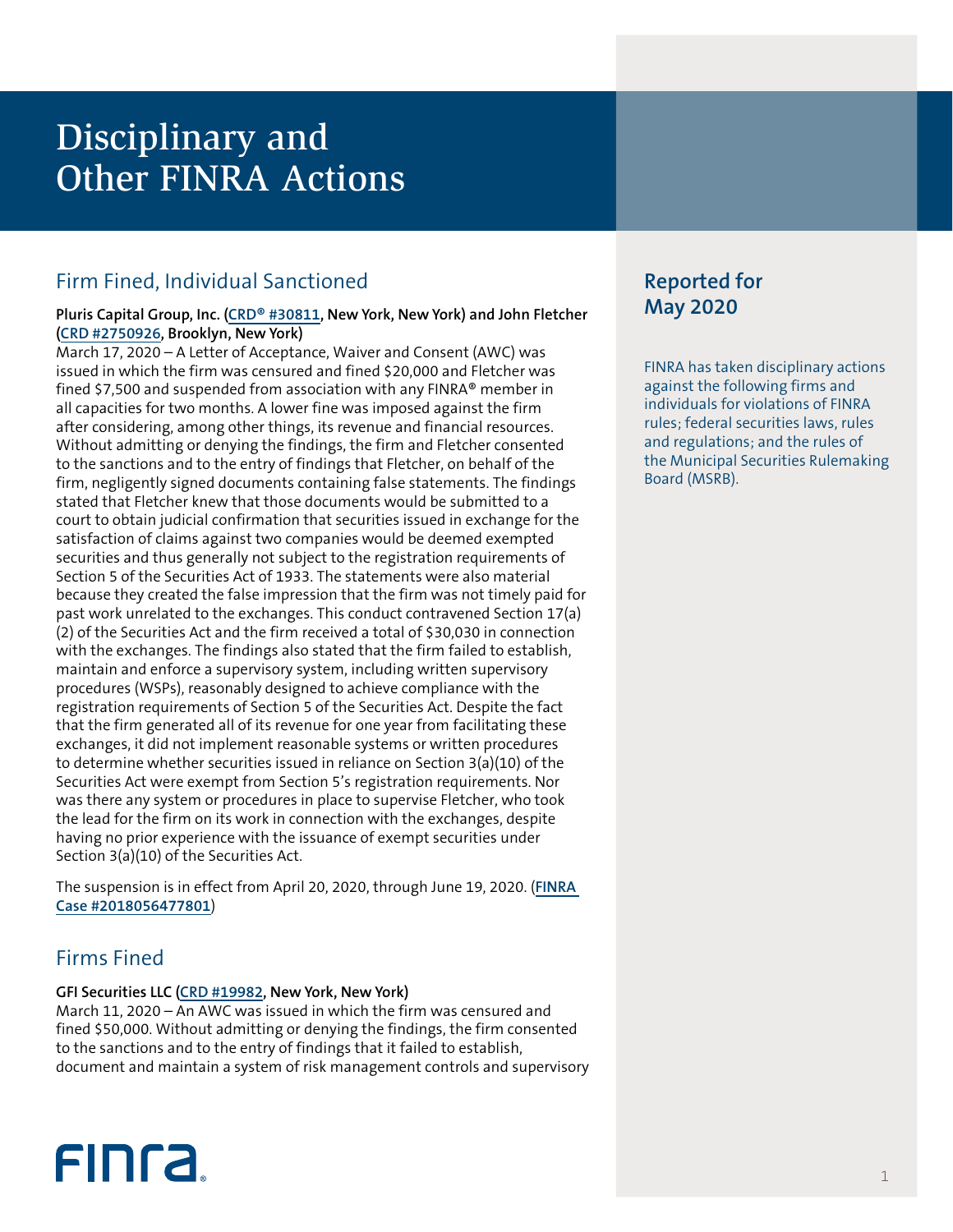# Disciplinary and Other FINRA Actions

## Reported for May 2020

FINRA has taken disciplinary actions against the following firms and individuals for violations of FINRA rules; federal securities laws, rules and regulations; and the rules of the Municipal Securities Rulemaking Board (MSRB).

## Firm Fined, Individual Sanctioned

**Pluris Capital Group, Inc. (CRD® #30811, New York, New York) and John Fletcher (CRD #2750926, Brooklyn, New York)**
March 17, 2020 – A Letter of Acceptance, Waiver and Consent (AWC) was issued in which the firm was censured and fined $20,000 and Fletcher was fined $7,500 and suspended from association with any FINRA® member in all capacities for two months. A lower fine was imposed against the firm after considering, among other things, its revenue and financial resources. Without admitting or denying the findings, the firm and Fletcher consented to the sanctions and to the entry of findings that Fletcher, on behalf of the firm, negligently signed documents containing false statements. The findings stated that Fletcher knew that those documents would be submitted to a court to obtain judicial confirmation that securities issued in exchange for the satisfaction of claims against two companies would be deemed exempted securities and thus generally not subject to the registration requirements of Section 5 of the Securities Act of 1933. The statements were also material because they created the false impression that the firm was not timely paid for past work unrelated to the exchanges. This conduct contravened Section 17(a)(2) of the Securities Act and the firm received a total of $30,030 in connection with the exchanges. The findings also stated that the firm failed to establish, maintain and enforce a supervisory system, including written supervisory procedures (WSPs), reasonably designed to achieve compliance with the registration requirements of Section 5 of the Securities Act. Despite the fact that the firm generated all of its revenue for one year from facilitating these exchanges, it did not implement reasonable systems or written procedures to determine whether securities issued in reliance on Section 3(a)(10) of the Securities Act were exempt from Section 5's registration requirements. Nor was there any system or procedures in place to supervise Fletcher, who took the lead for the firm on its work in connection with the exchanges, despite having no prior experience with the issuance of exempt securities under Section 3(a)(10) of the Securities Act.

The suspension is in effect from April 20, 2020, through June 19, 2020. (FINRA Case #2018056477801)

## Firms Fined

**GFI Securities LLC (CRD #19982, New York, New York)**
March 11, 2020 – An AWC was issued in which the firm was censured and fined $50,000. Without admitting or denying the findings, the firm consented to the sanctions and to the entry of findings that it failed to establish, document and maintain a system of risk management controls and supervisory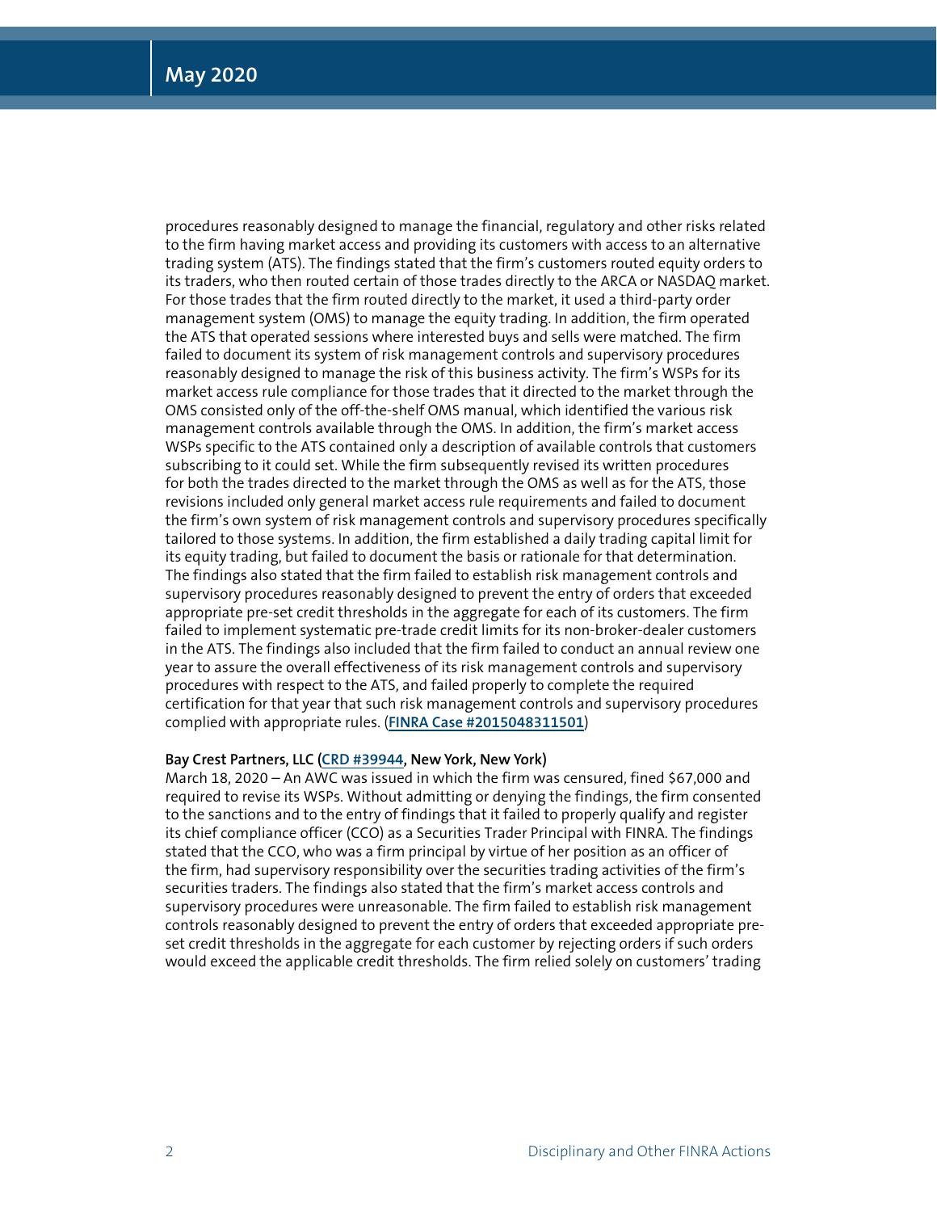procedures reasonably designed to manage the financial, regulatory and other risks related to the firm having market access and providing its customers with access to an alternative trading system (ATS). The findings stated that the firm's customers routed equity orders to its traders, who then routed certain of those trades directly to the ARCA or NASDAQ market. For those trades that the firm routed directly to the market, it used a third-party order management system (OMS) to manage the equity trading. In addition, the firm operated the ATS that operated sessions where interested buys and sells were matched. The firm failed to document its system of risk management controls and supervisory procedures reasonably designed to manage the risk of this business activity. The firm's WSPs for its market access rule compliance for those trades that it directed to the market through the OMS consisted only of the off-the-shelf OMS manual, which identified the various risk management controls available through the OMS. In addition, the firm's market access WSPs specific to the ATS contained only a description of available controls that customers subscribing to it could set. While the firm subsequently revised its written procedures for both the trades directed to the market through the OMS as well as for the ATS, those revisions included only general market access rule requirements and failed to document the firm's own system of risk management controls and supervisory procedures specifically tailored to those systems. In addition, the firm established a daily trading capital limit for its equity trading, but failed to document the basis or rationale for that determination. The findings also stated that the firm failed to establish risk management controls and supervisory procedures reasonably designed to prevent the entry of orders that exceeded appropriate pre-set credit thresholds in the aggregate for each of its customers. The firm failed to implement systematic pre-trade credit limits for its non-broker-dealer customers in the ATS. The findings also included that the firm failed to conduct an annual review one year to assure the overall effectiveness of its risk management controls and supervisory procedures with respect to the ATS, and failed properly to complete the required certification for that year that such risk management controls and supervisory procedures complied with appropriate rules. (**FINRA Case #2015048311501**)

**Bay Crest Partners, LLC (CRD #39944, New York, New York)**
March 18, 2020 – An AWC was issued in which the firm was censured, fined $67,000 and required to revise its WSPs. Without admitting or denying the findings, the firm consented to the sanctions and to the entry of findings that it failed to properly qualify and register its chief compliance officer (CCO) as a Securities Trader Principal with FINRA. The findings stated that the CCO, who was a firm principal by virtue of her position as an officer of the firm, had supervisory responsibility over the securities trading activities of the firm's securities traders. The findings also stated that the firm's market access controls and supervisory procedures were unreasonable. The firm failed to establish risk management controls reasonably designed to prevent the entry of orders that exceeded appropriate pre-set credit thresholds in the aggregate for each customer by rejecting orders if such orders would exceed the applicable credit thresholds. The firm relied solely on customers' trading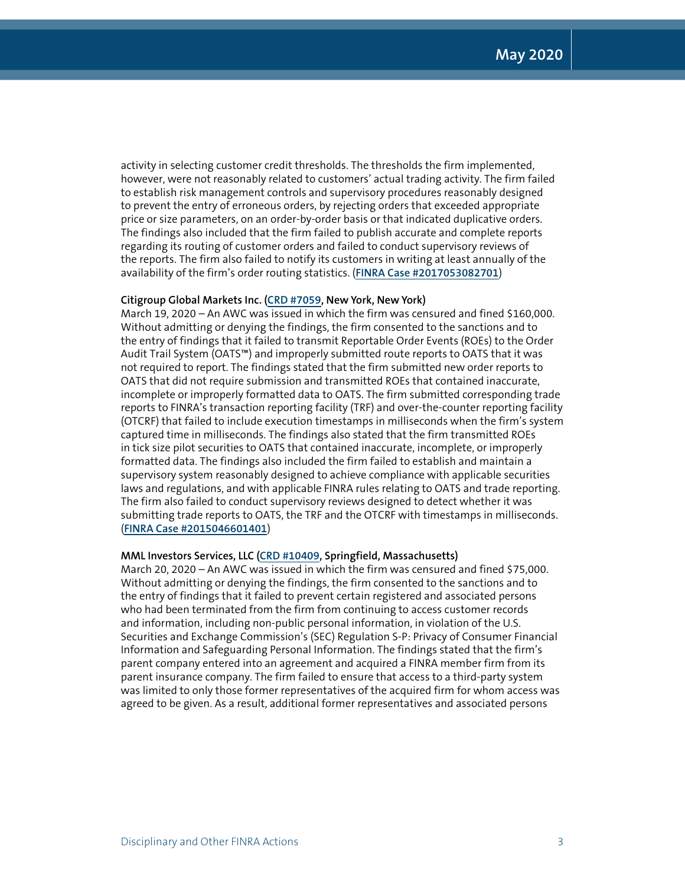activity in selecting customer credit thresholds. The thresholds the firm implemented, however, were not reasonably related to customers' actual trading activity. The firm failed to establish risk management controls and supervisory procedures reasonably designed to prevent the entry of erroneous orders, by rejecting orders that exceeded appropriate price or size parameters, on an order-by-order basis or that indicated duplicative orders. The findings also included that the firm failed to publish accurate and complete reports regarding its routing of customer orders and failed to conduct supervisory reviews of the reports. The firm also failed to notify its customers in writing at least annually of the availability of the firm's order routing statistics. (**FINRA Case #2017053082701**)

**Citigroup Global Markets Inc. (CRD #7059, New York, New York)**
March 19, 2020 – An AWC was issued in which the firm was censured and fined $160,000. Without admitting or denying the findings, the firm consented to the sanctions and to the entry of findings that it failed to transmit Reportable Order Events (ROEs) to the Order Audit Trail System (OATS™) and improperly submitted route reports to OATS that it was not required to report. The findings stated that the firm submitted new order reports to OATS that did not require submission and transmitted ROEs that contained inaccurate, incomplete or improperly formatted data to OATS. The firm submitted corresponding trade reports to FINRA's transaction reporting facility (TRF) and over-the-counter reporting facility (OTCRF) that failed to include execution timestamps in milliseconds when the firm's system captured time in milliseconds. The findings also stated that the firm transmitted ROEs in tick size pilot securities to OATS that contained inaccurate, incomplete, or improperly formatted data. The findings also included the firm failed to establish and maintain a supervisory system reasonably designed to achieve compliance with applicable securities laws and regulations, and with applicable FINRA rules relating to OATS and trade reporting. The firm also failed to conduct supervisory reviews designed to detect whether it was submitting trade reports to OATS, the TRF and the OTCRF with timestamps in milliseconds. (**FINRA Case #2015046601401**)

**MML Investors Services, LLC (CRD #10409, Springfield, Massachusetts)**
March 20, 2020 – An AWC was issued in which the firm was censured and fined $75,000. Without admitting or denying the findings, the firm consented to the sanctions and to the entry of findings that it failed to prevent certain registered and associated persons who had been terminated from the firm from continuing to access customer records and information, including non-public personal information, in violation of the U.S. Securities and Exchange Commission's (SEC) Regulation S-P: Privacy of Consumer Financial Information and Safeguarding Personal Information. The findings stated that the firm's parent company entered into an agreement and acquired a FINRA member firm from its parent insurance company. The firm failed to ensure that access to a third-party system was limited to only those former representatives of the acquired firm for whom access was agreed to be given. As a result, additional former representatives and associated persons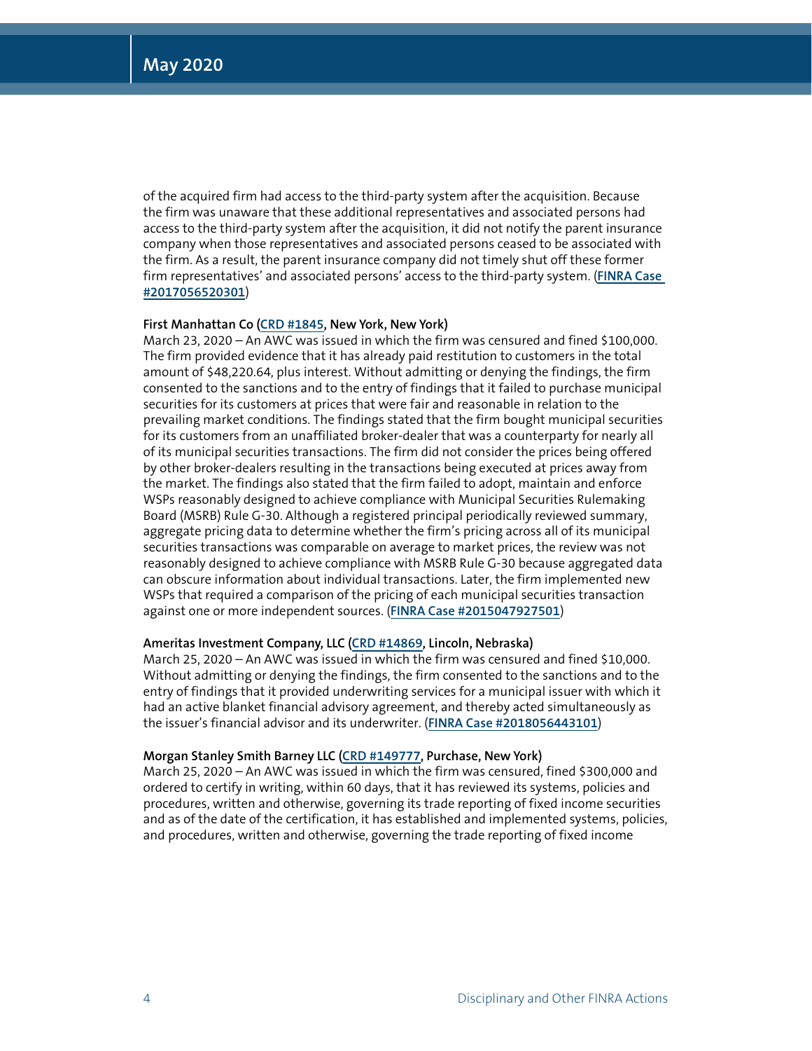of the acquired firm had access to the third-party system after the acquisition. Because the firm was unaware that these additional representatives and associated persons had access to the third-party system after the acquisition, it did not notify the parent insurance company when those representatives and associated persons ceased to be associated with the firm. As a result, the parent insurance company did not timely shut off these former firm representatives' and associated persons' access to the third-party system. (**FINRA Case #2017056520301**)

**First Manhattan Co (CRD #1845, New York, New York)**
March 23, 2020 – An AWC was issued in which the firm was censured and fined $100,000. The firm provided evidence that it has already paid restitution to customers in the total amount of $48,220.64, plus interest. Without admitting or denying the findings, the firm consented to the sanctions and to the entry of findings that it failed to purchase municipal securities for its customers at prices that were fair and reasonable in relation to the prevailing market conditions. The findings stated that the firm bought municipal securities for its customers from an unaffiliated broker-dealer that was a counterparty for nearly all of its municipal securities transactions. The firm did not consider the prices being offered by other broker-dealers resulting in the transactions being executed at prices away from the market. The findings also stated that the firm failed to adopt, maintain and enforce WSPs reasonably designed to achieve compliance with Municipal Securities Rulemaking Board (MSRB) Rule G-30. Although a registered principal periodically reviewed summary, aggregate pricing data to determine whether the firm's pricing across all of its municipal securities transactions was comparable on average to market prices, the review was not reasonably designed to achieve compliance with MSRB Rule G-30 because aggregated data can obscure information about individual transactions. Later, the firm implemented new WSPs that required a comparison of the pricing of each municipal securities transaction against one or more independent sources. (**FINRA Case #2015047927501**)

**Ameritas Investment Company, LLC (CRD #14869, Lincoln, Nebraska)**
March 25, 2020 – An AWC was issued in which the firm was censured and fined $10,000. Without admitting or denying the findings, the firm consented to the sanctions and to the entry of findings that it provided underwriting services for a municipal issuer with which it had an active blanket financial advisory agreement, and thereby acted simultaneously as the issuer's financial advisor and its underwriter. (**FINRA Case #2018056443101**)

**Morgan Stanley Smith Barney LLC (CRD #149777, Purchase, New York)**
March 25, 2020 – An AWC was issued in which the firm was censured, fined $300,000 and ordered to certify in writing, within 60 days, that it has reviewed its systems, policies and procedures, written and otherwise, governing its trade reporting of fixed income securities and as of the date of the certification, it has established and implemented systems, policies, and procedures, written and otherwise, governing the trade reporting of fixed income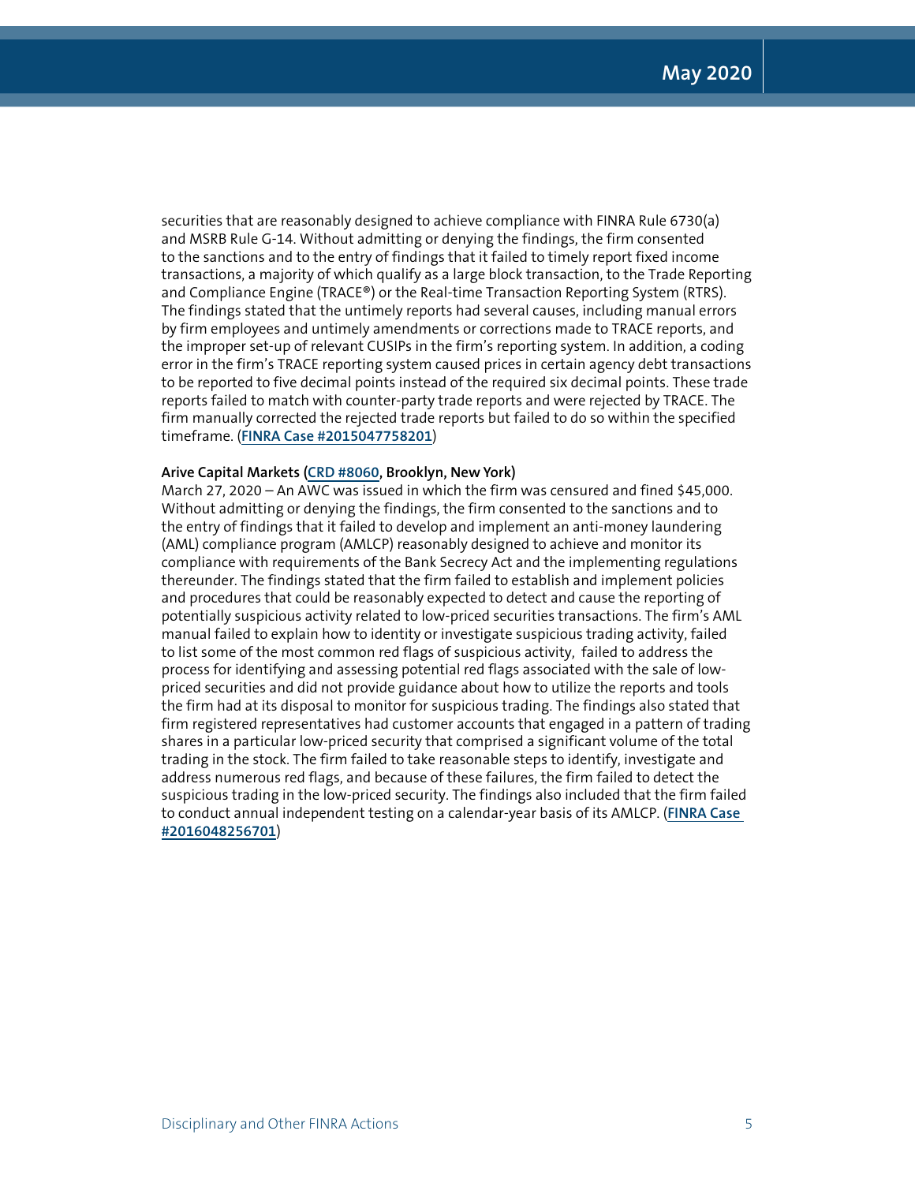securities that are reasonably designed to achieve compliance with FINRA Rule 6730(a) and MSRB Rule G-14. Without admitting or denying the findings, the firm consented to the sanctions and to the entry of findings that it failed to timely report fixed income transactions, a majority of which qualify as a large block transaction, to the Trade Reporting and Compliance Engine (TRACE®) or the Real-time Transaction Reporting System (RTRS). The findings stated that the untimely reports had several causes, including manual errors by firm employees and untimely amendments or corrections made to TRACE reports, and the improper set-up of relevant CUSIPs in the firm's reporting system. In addition, a coding error in the firm's TRACE reporting system caused prices in certain agency debt transactions to be reported to five decimal points instead of the required six decimal points. These trade reports failed to match with counter-party trade reports and were rejected by TRACE. The firm manually corrected the rejected trade reports but failed to do so within the specified timeframe. (**FINRA Case #2015047758201**)

**Arive Capital Markets (CRD #8060, Brooklyn, New York)**
March 27, 2020 – An AWC was issued in which the firm was censured and fined $45,000. Without admitting or denying the findings, the firm consented to the sanctions and to the entry of findings that it failed to develop and implement an anti-money laundering (AML) compliance program (AMLCP) reasonably designed to achieve and monitor its compliance with requirements of the Bank Secrecy Act and the implementing regulations thereunder. The findings stated that the firm failed to establish and implement policies and procedures that could be reasonably expected to detect and cause the reporting of potentially suspicious activity related to low-priced securities transactions. The firm's AML manual failed to explain how to identity or investigate suspicious trading activity, failed to list some of the most common red flags of suspicious activity, failed to address the process for identifying and assessing potential red flags associated with the sale of low-priced securities and did not provide guidance about how to utilize the reports and tools the firm had at its disposal to monitor for suspicious trading. The findings also stated that firm registered representatives had customer accounts that engaged in a pattern of trading shares in a particular low-priced security that comprised a significant volume of the total trading in the stock. The firm failed to take reasonable steps to identify, investigate and address numerous red flags, and because of these failures, the firm failed to detect the suspicious trading in the low-priced security. The findings also included that the firm failed to conduct annual independent testing on a calendar-year basis of its AMLCP. (**FINRA Case #2016048256701**)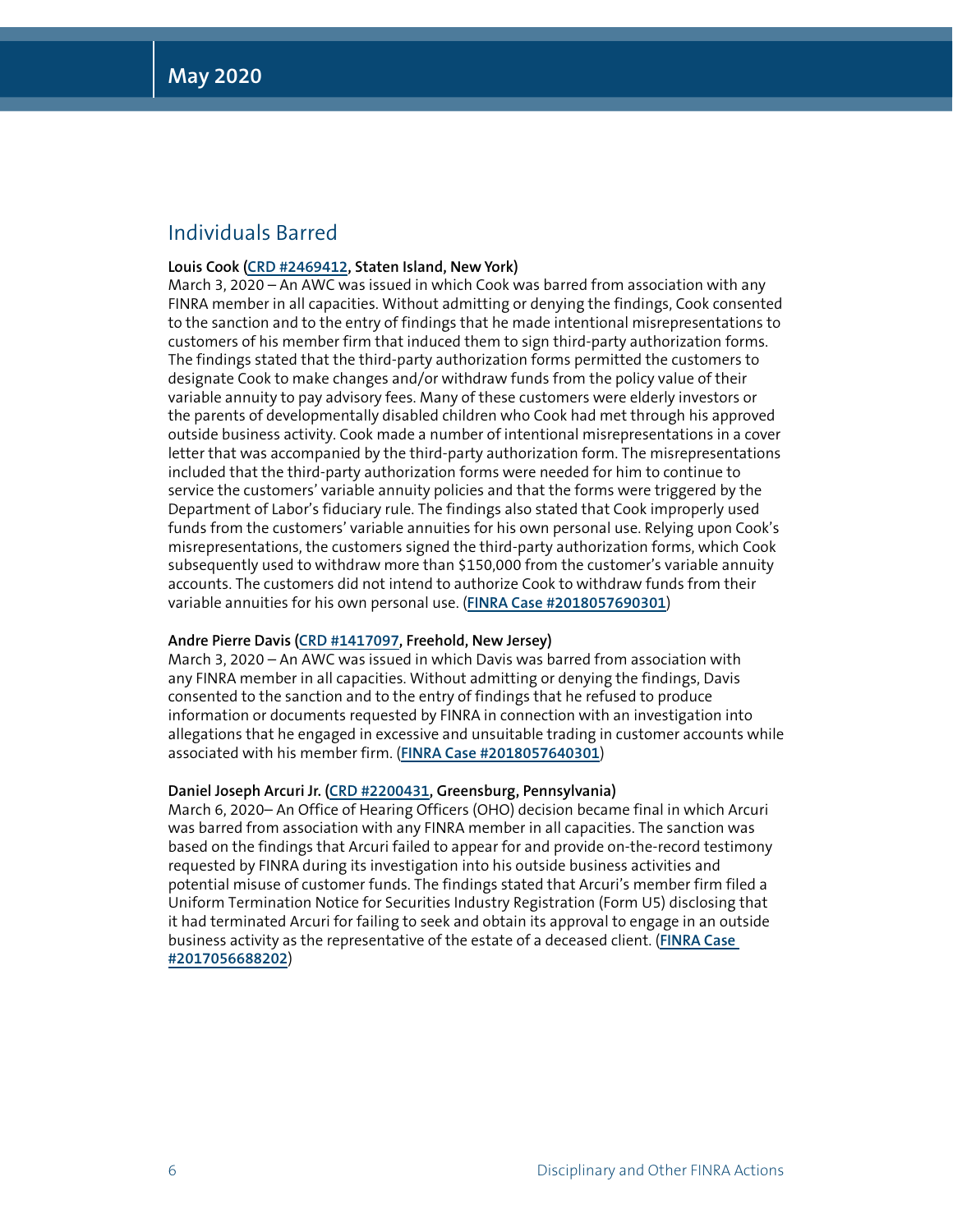## Individuals Barred

**Louis Cook (CRD #2469412, Staten Island, New York)**
March 3, 2020 – An AWC was issued in which Cook was barred from association with any FINRA member in all capacities. Without admitting or denying the findings, Cook consented to the sanction and to the entry of findings that he made intentional misrepresentations to customers of his member firm that induced them to sign third-party authorization forms. The findings stated that the third-party authorization forms permitted the customers to designate Cook to make changes and/or withdraw funds from the policy value of their variable annuity to pay advisory fees. Many of these customers were elderly investors or the parents of developmentally disabled children who Cook had met through his approved outside business activity. Cook made a number of intentional misrepresentations in a cover letter that was accompanied by the third-party authorization form. The misrepresentations included that the third-party authorization forms were needed for him to continue to service the customers' variable annuity policies and that the forms were triggered by the Department of Labor's fiduciary rule. The findings also stated that Cook improperly used funds from the customers' variable annuities for his own personal use. Relying upon Cook's misrepresentations, the customers signed the third-party authorization forms, which Cook subsequently used to withdraw more than $150,000 from the customer's variable annuity accounts. The customers did not intend to authorize Cook to withdraw funds from their variable annuities for his own personal use. (**FINRA Case #2018057690301**)

**Andre Pierre Davis (CRD #1417097, Freehold, New Jersey)**
March 3, 2020 – An AWC was issued in which Davis was barred from association with any FINRA member in all capacities. Without admitting or denying the findings, Davis consented to the sanction and to the entry of findings that he refused to produce information or documents requested by FINRA in connection with an investigation into allegations that he engaged in excessive and unsuitable trading in customer accounts while associated with his member firm. (**FINRA Case #2018057640301**)

**Daniel Joseph Arcuri Jr. (CRD #2200431, Greensburg, Pennsylvania)**
March 6, 2020– An Office of Hearing Officers (OHO) decision became final in which Arcuri was barred from association with any FINRA member in all capacities. The sanction was based on the findings that Arcuri failed to appear for and provide on-the-record testimony requested by FINRA during its investigation into his outside business activities and potential misuse of customer funds. The findings stated that Arcuri's member firm filed a Uniform Termination Notice for Securities Industry Registration (Form U5) disclosing that it had terminated Arcuri for failing to seek and obtain its approval to engage in an outside business activity as the representative of the estate of a deceased client. (**FINRA Case #2017056688202**)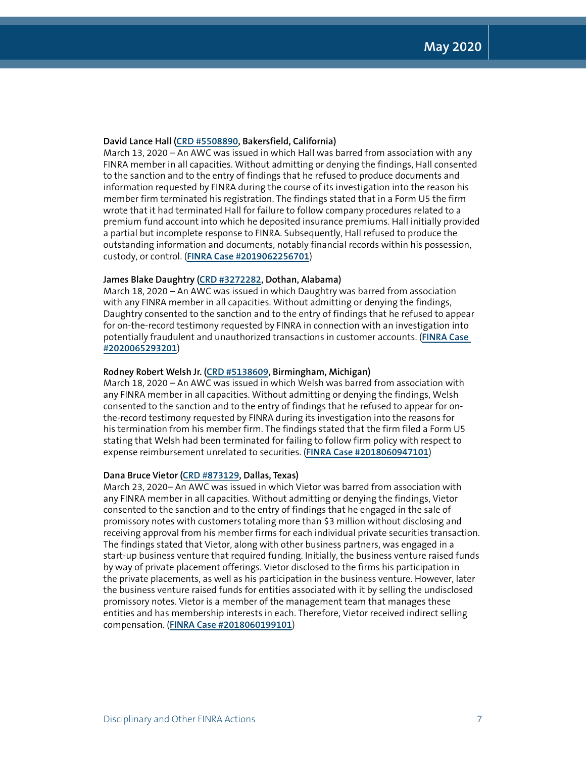**David Lance Hall (CRD #5508890, Bakersfield, California)**
March 13, 2020 – An AWC was issued in which Hall was barred from association with any FINRA member in all capacities. Without admitting or denying the findings, Hall consented to the sanction and to the entry of findings that he refused to produce documents and information requested by FINRA during the course of its investigation into the reason his member firm terminated his registration. The findings stated that in a Form U5 the firm wrote that it had terminated Hall for failure to follow company procedures related to a premium fund account into which he deposited insurance premiums. Hall initially provided a partial but incomplete response to FINRA. Subsequently, Hall refused to produce the outstanding information and documents, notably financial records within his possession, custody, or control. (**FINRA Case #2019062256701**)

**James Blake Daughtry (CRD #3272282, Dothan, Alabama)**
March 18, 2020 – An AWC was issued in which Daughtry was barred from association with any FINRA member in all capacities. Without admitting or denying the findings, Daughtry consented to the sanction and to the entry of findings that he refused to appear for on-the-record testimony requested by FINRA in connection with an investigation into potentially fraudulent and unauthorized transactions in customer accounts. (**FINRA Case #2020065293201**)

**Rodney Robert Welsh Jr. (CRD #5138609, Birmingham, Michigan)**
March 18, 2020 – An AWC was issued in which Welsh was barred from association with any FINRA member in all capacities. Without admitting or denying the findings, Welsh consented to the sanction and to the entry of findings that he refused to appear for on-the-record testimony requested by FINRA during its investigation into the reasons for his termination from his member firm. The findings stated that the firm filed a Form U5 stating that Welsh had been terminated for failing to follow firm policy with respect to expense reimbursement unrelated to securities. (**FINRA Case #2018060947101**)

**Dana Bruce Vietor (CRD #873129, Dallas, Texas)**
March 23, 2020– An AWC was issued in which Vietor was barred from association with any FINRA member in all capacities. Without admitting or denying the findings, Vietor consented to the sanction and to the entry of findings that he engaged in the sale of promissory notes with customers totaling more than $3 million without disclosing and receiving approval from his member firms for each individual private securities transaction. The findings stated that Vietor, along with other business partners, was engaged in a start-up business venture that required funding. Initially, the business venture raised funds by way of private placement offerings. Vietor disclosed to the firms his participation in the private placements, as well as his participation in the business venture. However, later the business venture raised funds for entities associated with it by selling the undisclosed promissory notes. Vietor is a member of the management team that manages these entities and has membership interests in each. Therefore, Vietor received indirect selling compensation. (**FINRA Case #2018060199101**)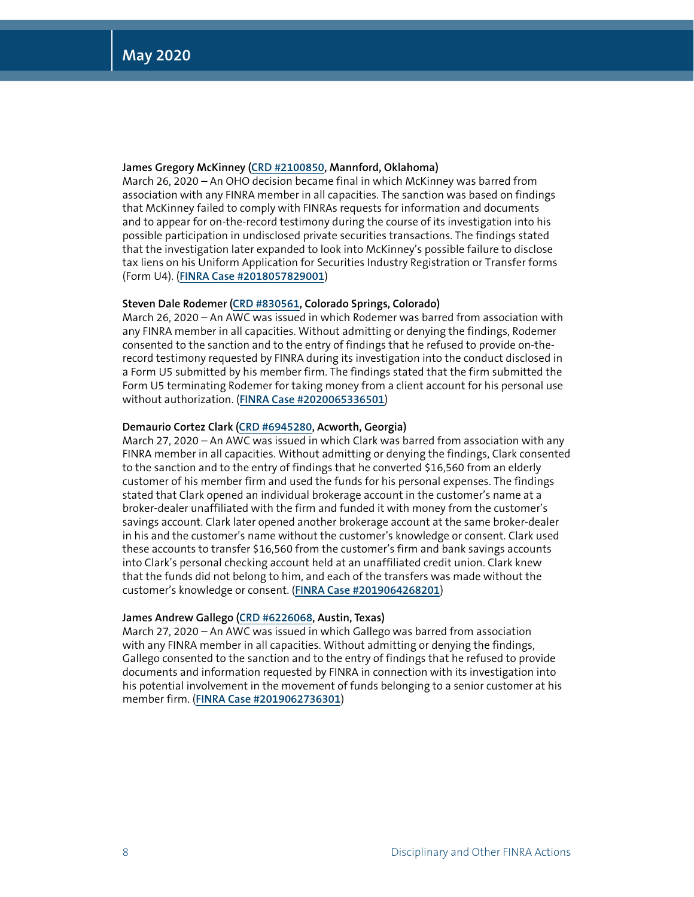**James Gregory McKinney (CRD #2100850, Mannford, Oklahoma)**
March 26, 2020 – An OHO decision became final in which McKinney was barred from association with any FINRA member in all capacities. The sanction was based on findings that McKinney failed to comply with FINRAs requests for information and documents and to appear for on-the-record testimony during the course of its investigation into his possible participation in undisclosed private securities transactions. The findings stated that the investigation later expanded to look into McKinney's possible failure to disclose tax liens on his Uniform Application for Securities Industry Registration or Transfer forms (Form U4). (**FINRA Case #2018057829001**)

**Steven Dale Rodemer (CRD #830561, Colorado Springs, Colorado)**
March 26, 2020 – An AWC was issued in which Rodemer was barred from association with any FINRA member in all capacities. Without admitting or denying the findings, Rodemer consented to the sanction and to the entry of findings that he refused to provide on-the-record testimony requested by FINRA during its investigation into the conduct disclosed in a Form U5 submitted by his member firm. The findings stated that the firm submitted the Form U5 terminating Rodemer for taking money from a client account for his personal use without authorization. (**FINRA Case #2020065336501**)

**Demaurio Cortez Clark (CRD #6945280, Acworth, Georgia)**
March 27, 2020 – An AWC was issued in which Clark was barred from association with any FINRA member in all capacities. Without admitting or denying the findings, Clark consented to the sanction and to the entry of findings that he converted $16,560 from an elderly customer of his member firm and used the funds for his personal expenses. The findings stated that Clark opened an individual brokerage account in the customer's name at a broker-dealer unaffiliated with the firm and funded it with money from the customer's savings account. Clark later opened another brokerage account at the same broker-dealer in his and the customer's name without the customer's knowledge or consent. Clark used these accounts to transfer $16,560 from the customer's firm and bank savings accounts into Clark's personal checking account held at an unaffiliated credit union. Clark knew that the funds did not belong to him, and each of the transfers was made without the customer's knowledge or consent. (**FINRA Case #2019064268201**)

**James Andrew Gallego (CRD #6226068, Austin, Texas)**
March 27, 2020 – An AWC was issued in which Gallego was barred from association with any FINRA member in all capacities. Without admitting or denying the findings, Gallego consented to the sanction and to the entry of findings that he refused to provide documents and information requested by FINRA in connection with its investigation into his potential involvement in the movement of funds belonging to a senior customer at his member firm. (**FINRA Case #2019062736301**)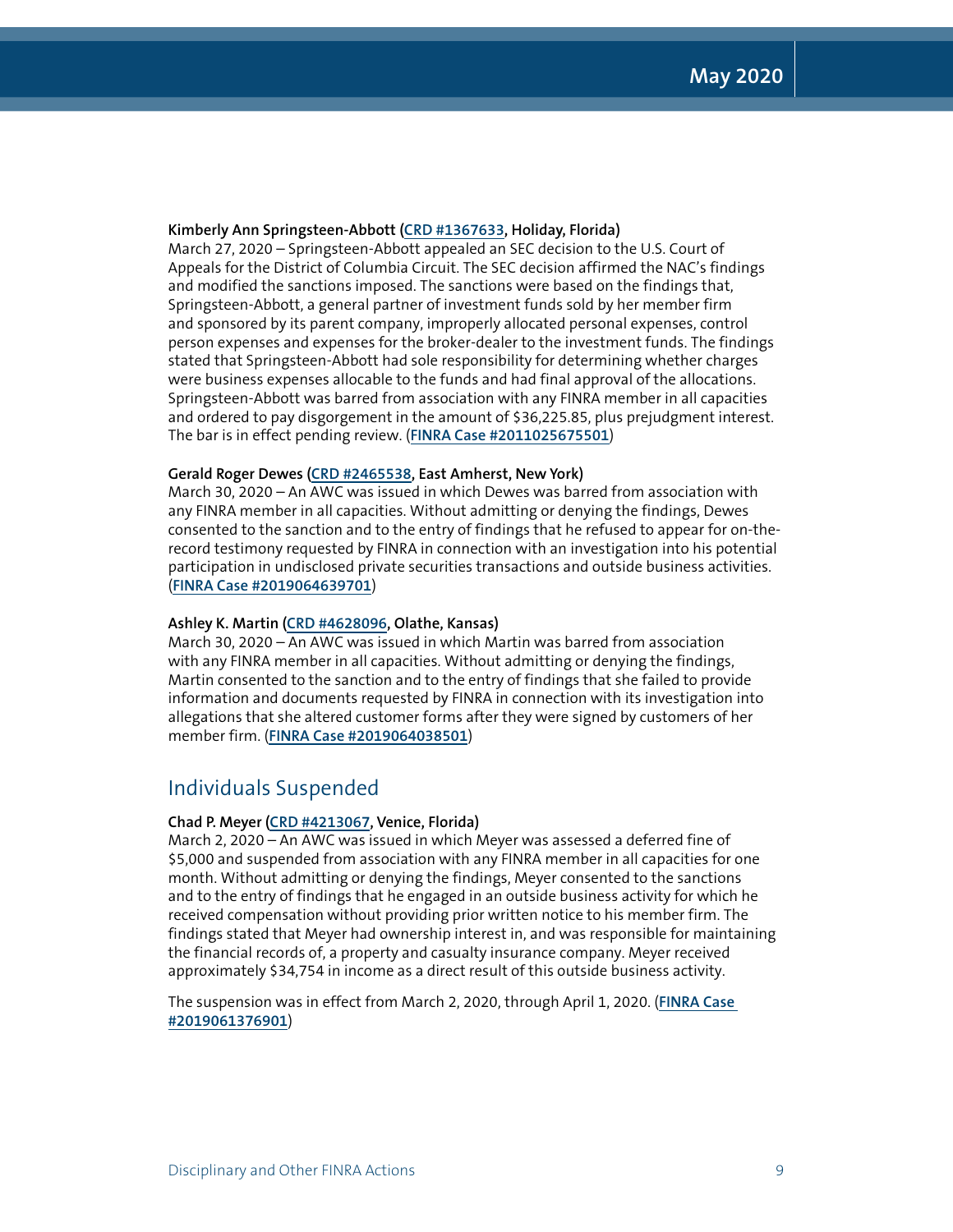**Kimberly Ann Springsteen-Abbott (CRD #1367633, Holiday, Florida)**
March 27, 2020 – Springsteen-Abbott appealed an SEC decision to the U.S. Court of Appeals for the District of Columbia Circuit. The SEC decision affirmed the NAC's findings and modified the sanctions imposed. The sanctions were based on the findings that, Springsteen-Abbott, a general partner of investment funds sold by her member firm and sponsored by its parent company, improperly allocated personal expenses, control person expenses and expenses for the broker-dealer to the investment funds. The findings stated that Springsteen-Abbott had sole responsibility for determining whether charges were business expenses allocable to the funds and had final approval of the allocations. Springsteen-Abbott was barred from association with any FINRA member in all capacities and ordered to pay disgorgement in the amount of $36,225.85, plus prejudgment interest. The bar is in effect pending review. (**FINRA Case #2011025675501**)

**Gerald Roger Dewes (CRD #2465538, East Amherst, New York)**
March 30, 2020 – An AWC was issued in which Dewes was barred from association with any FINRA member in all capacities. Without admitting or denying the findings, Dewes consented to the sanction and to the entry of findings that he refused to appear for on-the-record testimony requested by FINRA in connection with an investigation into his potential participation in undisclosed private securities transactions and outside business activities. (**FINRA Case #2019064639701**)

**Ashley K. Martin (CRD #4628096, Olathe, Kansas)**
March 30, 2020 – An AWC was issued in which Martin was barred from association with any FINRA member in all capacities. Without admitting or denying the findings, Martin consented to the sanction and to the entry of findings that she failed to provide information and documents requested by FINRA in connection with its investigation into allegations that she altered customer forms after they were signed by customers of her member firm. (**FINRA Case #2019064038501**)

## Individuals Suspended

**Chad P. Meyer (CRD #4213067, Venice, Florida)**
March 2, 2020 – An AWC was issued in which Meyer was assessed a deferred fine of $5,000 and suspended from association with any FINRA member in all capacities for one month. Without admitting or denying the findings, Meyer consented to the sanctions and to the entry of findings that he engaged in an outside business activity for which he received compensation without providing prior written notice to his member firm. The findings stated that Meyer had ownership interest in, and was responsible for maintaining the financial records of, a property and casualty insurance company. Meyer received approximately $34,754 in income as a direct result of this outside business activity.

The suspension was in effect from March 2, 2020, through April 1, 2020. (**FINRA Case #2019061376901**)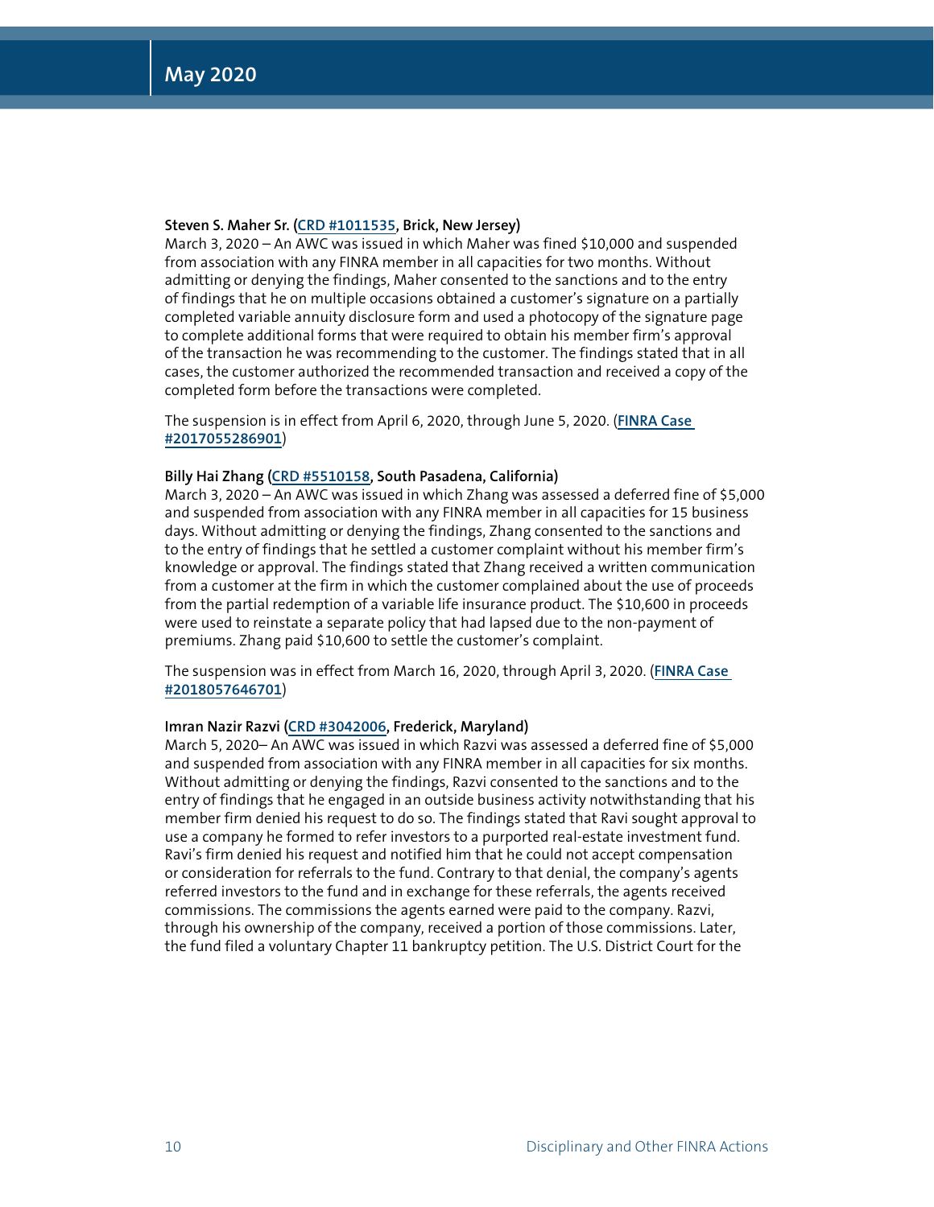**Steven S. Maher Sr. (CRD #1011535, Brick, New Jersey)**
March 3, 2020 – An AWC was issued in which Maher was fined $10,000 and suspended from association with any FINRA member in all capacities for two months. Without admitting or denying the findings, Maher consented to the sanctions and to the entry of findings that he on multiple occasions obtained a customer's signature on a partially completed variable annuity disclosure form and used a photocopy of the signature page to complete additional forms that were required to obtain his member firm's approval of the transaction he was recommending to the customer. The findings stated that in all cases, the customer authorized the recommended transaction and received a copy of the completed form before the transactions were completed.

The suspension is in effect from April 6, 2020, through June 5, 2020. (**FINRA Case #2017055286901**)

**Billy Hai Zhang (CRD #5510158, South Pasadena, California)**
March 3, 2020 – An AWC was issued in which Zhang was assessed a deferred fine of $5,000 and suspended from association with any FINRA member in all capacities for 15 business days. Without admitting or denying the findings, Zhang consented to the sanctions and to the entry of findings that he settled a customer complaint without his member firm's knowledge or approval. The findings stated that Zhang received a written communication from a customer at the firm in which the customer complained about the use of proceeds from the partial redemption of a variable life insurance product. The $10,600 in proceeds were used to reinstate a separate policy that had lapsed due to the non-payment of premiums. Zhang paid $10,600 to settle the customer's complaint.

The suspension was in effect from March 16, 2020, through April 3, 2020. (**FINRA Case #2018057646701**)

**Imran Nazir Razvi (CRD #3042006, Frederick, Maryland)**
March 5, 2020– An AWC was issued in which Razvi was assessed a deferred fine of $5,000 and suspended from association with any FINRA member in all capacities for six months. Without admitting or denying the findings, Razvi consented to the sanctions and to the entry of findings that he engaged in an outside business activity notwithstanding that his member firm denied his request to do so. The findings stated that Ravi sought approval to use a company he formed to refer investors to a purported real-estate investment fund. Ravi's firm denied his request and notified him that he could not accept compensation or consideration for referrals to the fund. Contrary to that denial, the company's agents referred investors to the fund and in exchange for these referrals, the agents received commissions. The commissions the agents earned were paid to the company. Razvi, through his ownership of the company, received a portion of those commissions. Later, the fund filed a voluntary Chapter 11 bankruptcy petition. The U.S. District Court for the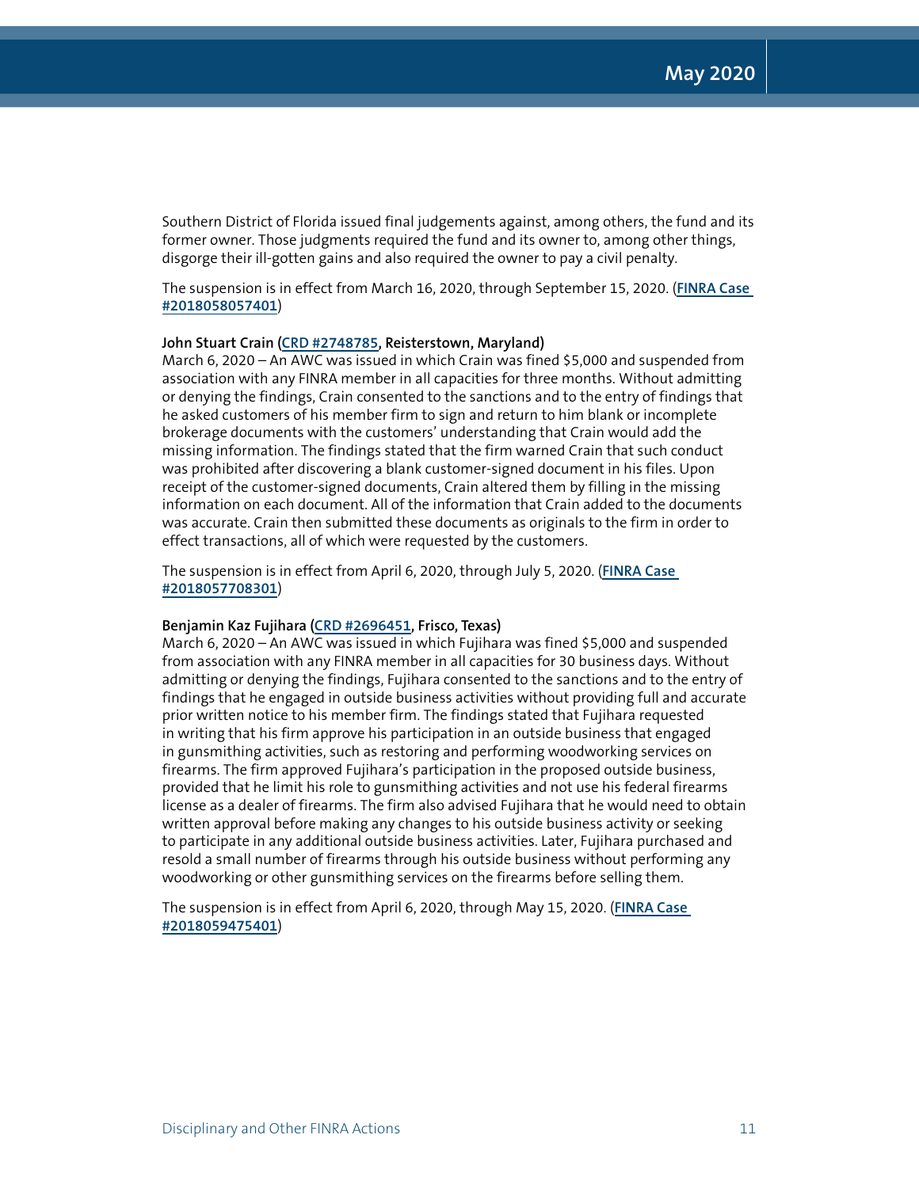Southern District of Florida issued final judgements against, among others, the fund and its former owner. Those judgments required the fund and its owner to, among other things, disgorge their ill-gotten gains and also required the owner to pay a civil penalty.

The suspension is in effect from March 16, 2020, through September 15, 2020. (**FINRA Case #2018058057401**)

**John Stuart Crain (CRD #2748785, Reisterstown, Maryland)**
March 6, 2020 – An AWC was issued in which Crain was fined $5,000 and suspended from association with any FINRA member in all capacities for three months. Without admitting or denying the findings, Crain consented to the sanctions and to the entry of findings that he asked customers of his member firm to sign and return to him blank or incomplete brokerage documents with the customers' understanding that Crain would add the missing information. The findings stated that the firm warned Crain that such conduct was prohibited after discovering a blank customer-signed document in his files. Upon receipt of the customer-signed documents, Crain altered them by filling in the missing information on each document. All of the information that Crain added to the documents was accurate. Crain then submitted these documents as originals to the firm in order to effect transactions, all of which were requested by the customers.

The suspension is in effect from April 6, 2020, through July 5, 2020. (**FINRA Case #2018057708301**)

**Benjamin Kaz Fujihara (CRD #2696451, Frisco, Texas)**
March 6, 2020 – An AWC was issued in which Fujihara was fined $5,000 and suspended from association with any FINRA member in all capacities for 30 business days. Without admitting or denying the findings, Fujihara consented to the sanctions and to the entry of findings that he engaged in outside business activities without providing full and accurate prior written notice to his member firm. The findings stated that Fujihara requested in writing that his firm approve his participation in an outside business that engaged in gunsmithing activities, such as restoring and performing woodworking services on firearms. The firm approved Fujihara's participation in the proposed outside business, provided that he limit his role to gunsmithing activities and not use his federal firearms license as a dealer of firearms. The firm also advised Fujihara that he would need to obtain written approval before making any changes to his outside business activity or seeking to participate in any additional outside business activities. Later, Fujihara purchased and resold a small number of firearms through his outside business without performing any woodworking or other gunsmithing services on the firearms before selling them.

The suspension is in effect from April 6, 2020, through May 15, 2020. (**FINRA Case #2018059475401**)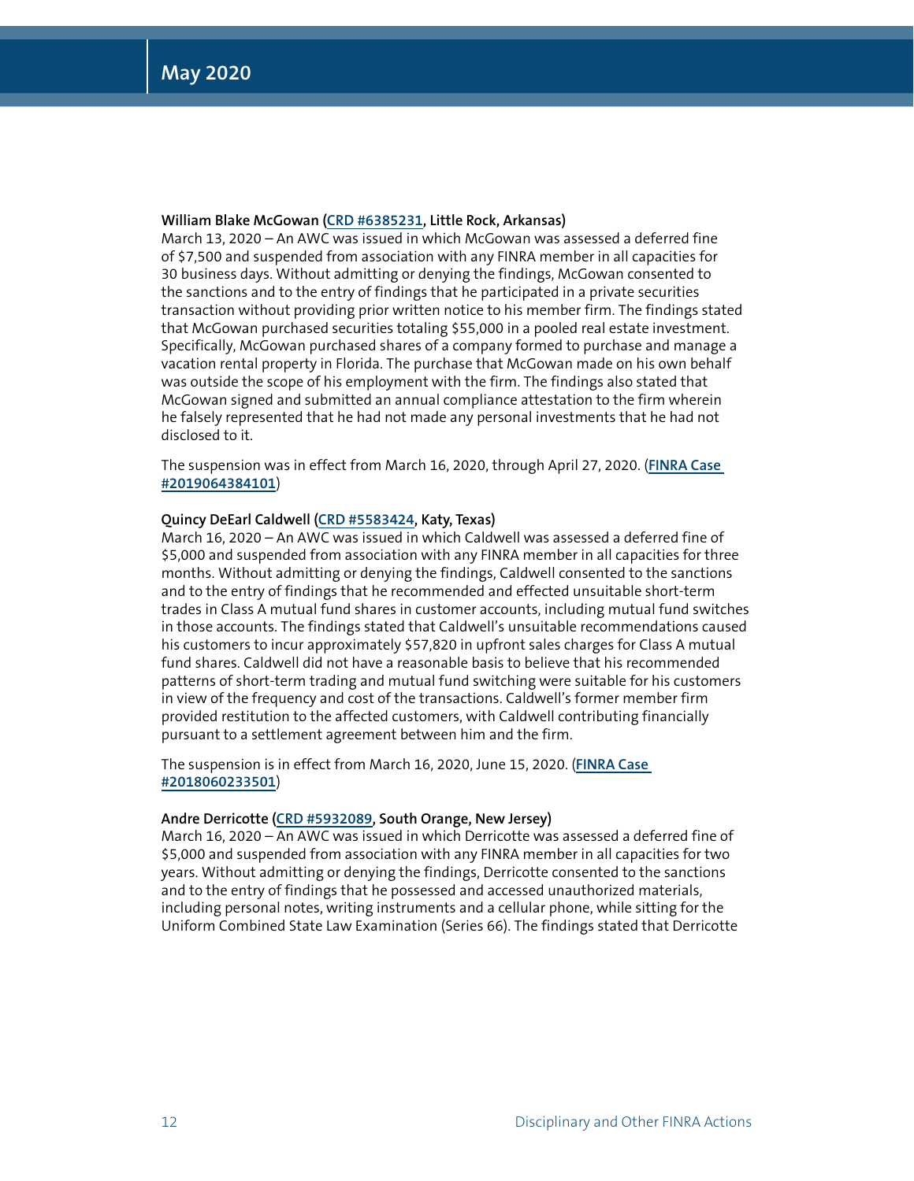**William Blake McGowan (CRD #6385231, Little Rock, Arkansas)**
March 13, 2020 – An AWC was issued in which McGowan was assessed a deferred fine of $7,500 and suspended from association with any FINRA member in all capacities for 30 business days. Without admitting or denying the findings, McGowan consented to the sanctions and to the entry of findings that he participated in a private securities transaction without providing prior written notice to his member firm. The findings stated that McGowan purchased securities totaling $55,000 in a pooled real estate investment. Specifically, McGowan purchased shares of a company formed to purchase and manage a vacation rental property in Florida. The purchase that McGowan made on his own behalf was outside the scope of his employment with the firm. The findings also stated that McGowan signed and submitted an annual compliance attestation to the firm wherein he falsely represented that he had not made any personal investments that he had not disclosed to it.

The suspension was in effect from March 16, 2020, through April 27, 2020. (**FINRA Case #2019064384101**)

**Quincy DeEarl Caldwell (CRD #5583424, Katy, Texas)**
March 16, 2020 – An AWC was issued in which Caldwell was assessed a deferred fine of $5,000 and suspended from association with any FINRA member in all capacities for three months. Without admitting or denying the findings, Caldwell consented to the sanctions and to the entry of findings that he recommended and effected unsuitable short-term trades in Class A mutual fund shares in customer accounts, including mutual fund switches in those accounts. The findings stated that Caldwell's unsuitable recommendations caused his customers to incur approximately $57,820 in upfront sales charges for Class A mutual fund shares. Caldwell did not have a reasonable basis to believe that his recommended patterns of short-term trading and mutual fund switching were suitable for his customers in view of the frequency and cost of the transactions. Caldwell's former member firm provided restitution to the affected customers, with Caldwell contributing financially pursuant to a settlement agreement between him and the firm.

The suspension is in effect from March 16, 2020, June 15, 2020. (**FINRA Case #2018060233501**)

**Andre Derricotte (CRD #5932089, South Orange, New Jersey)**
March 16, 2020 – An AWC was issued in which Derricotte was assessed a deferred fine of $5,000 and suspended from association with any FINRA member in all capacities for two years. Without admitting or denying the findings, Derricotte consented to the sanctions and to the entry of findings that he possessed and accessed unauthorized materials, including personal notes, writing instruments and a cellular phone, while sitting for the Uniform Combined State Law Examination (Series 66). The findings stated that Derricotte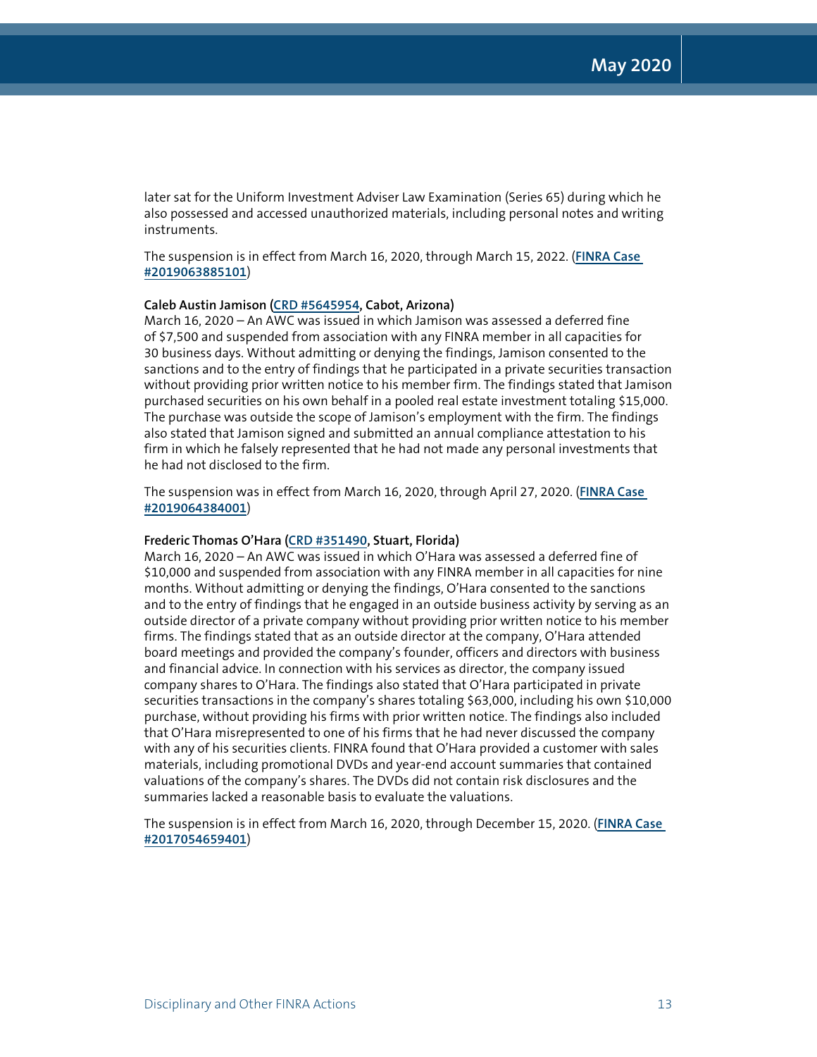later sat for the Uniform Investment Adviser Law Examination (Series 65) during which he also possessed and accessed unauthorized materials, including personal notes and writing instruments.

The suspension is in effect from March 16, 2020, through March 15, 2022. (**FINRA Case #2019063885101**)

**Caleb Austin Jamison (CRD #5645954, Cabot, Arizona)**
March 16, 2020 – An AWC was issued in which Jamison was assessed a deferred fine of $7,500 and suspended from association with any FINRA member in all capacities for 30 business days. Without admitting or denying the findings, Jamison consented to the sanctions and to the entry of findings that he participated in a private securities transaction without providing prior written notice to his member firm. The findings stated that Jamison purchased securities on his own behalf in a pooled real estate investment totaling $15,000. The purchase was outside the scope of Jamison's employment with the firm. The findings also stated that Jamison signed and submitted an annual compliance attestation to his firm in which he falsely represented that he had not made any personal investments that he had not disclosed to the firm.

The suspension was in effect from March 16, 2020, through April 27, 2020. (**FINRA Case #2019064384001**)

**Frederic Thomas O'Hara (CRD #351490, Stuart, Florida)**
March 16, 2020 – An AWC was issued in which O'Hara was assessed a deferred fine of $10,000 and suspended from association with any FINRA member in all capacities for nine months. Without admitting or denying the findings, O'Hara consented to the sanctions and to the entry of findings that he engaged in an outside business activity by serving as an outside director of a private company without providing prior written notice to his member firms. The findings stated that as an outside director at the company, O'Hara attended board meetings and provided the company's founder, officers and directors with business and financial advice. In connection with his services as director, the company issued company shares to O'Hara. The findings also stated that O'Hara participated in private securities transactions in the company's shares totaling $63,000, including his own $10,000 purchase, without providing his firms with prior written notice. The findings also included that O'Hara misrepresented to one of his firms that he had never discussed the company with any of his securities clients. FINRA found that O'Hara provided a customer with sales materials, including promotional DVDs and year-end account summaries that contained valuations of the company's shares. The DVDs did not contain risk disclosures and the summaries lacked a reasonable basis to evaluate the valuations.

The suspension is in effect from March 16, 2020, through December 15, 2020. (**FINRA Case #2017054659401**)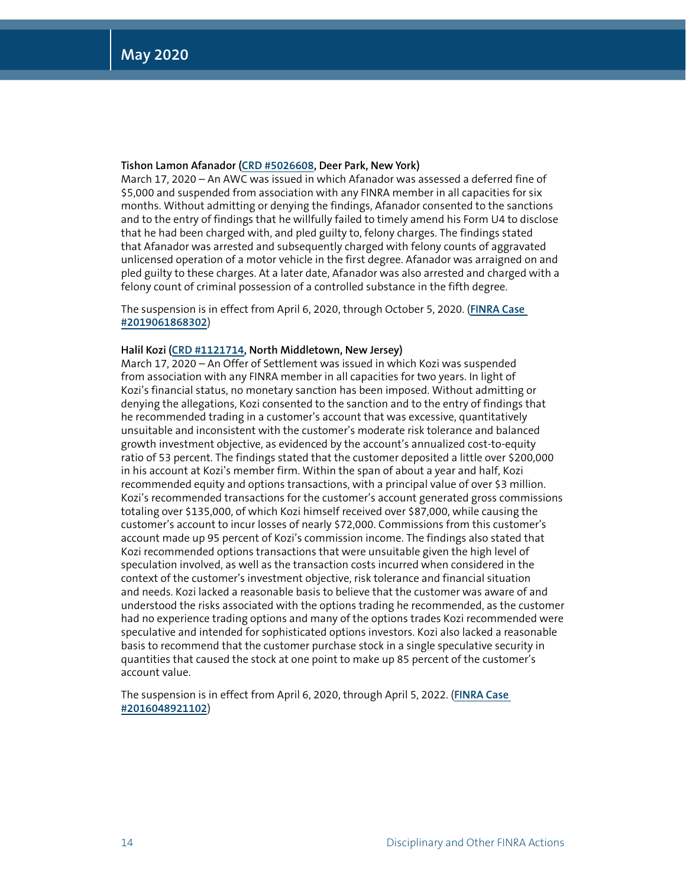**Tishon Lamon Afanador (CRD #5026608, Deer Park, New York)**
March 17, 2020 – An AWC was issued in which Afanador was assessed a deferred fine of $5,000 and suspended from association with any FINRA member in all capacities for six months. Without admitting or denying the findings, Afanador consented to the sanctions and to the entry of findings that he willfully failed to timely amend his Form U4 to disclose that he had been charged with, and pled guilty to, felony charges. The findings stated that Afanador was arrested and subsequently charged with felony counts of aggravated unlicensed operation of a motor vehicle in the first degree. Afanador was arraigned on and pled guilty to these charges. At a later date, Afanador was also arrested and charged with a felony count of criminal possession of a controlled substance in the fifth degree.

The suspension is in effect from April 6, 2020, through October 5, 2020. (**FINRA Case #2019061868302**)

**Halil Kozi (CRD #1121714, North Middletown, New Jersey)**
March 17, 2020 – An Offer of Settlement was issued in which Kozi was suspended from association with any FINRA member in all capacities for two years. In light of Kozi's financial status, no monetary sanction has been imposed. Without admitting or denying the allegations, Kozi consented to the sanction and to the entry of findings that he recommended trading in a customer's account that was excessive, quantitatively unsuitable and inconsistent with the customer's moderate risk tolerance and balanced growth investment objective, as evidenced by the account's annualized cost-to-equity ratio of 53 percent. The findings stated that the customer deposited a little over $200,000 in his account at Kozi's member firm. Within the span of about a year and half, Kozi recommended equity and options transactions, with a principal value of over $3 million. Kozi's recommended transactions for the customer's account generated gross commissions totaling over $135,000, of which Kozi himself received over $87,000, while causing the customer's account to incur losses of nearly $72,000. Commissions from this customer's account made up 95 percent of Kozi's commission income. The findings also stated that Kozi recommended options transactions that were unsuitable given the high level of speculation involved, as well as the transaction costs incurred when considered in the context of the customer's investment objective, risk tolerance and financial situation and needs. Kozi lacked a reasonable basis to believe that the customer was aware of and understood the risks associated with the options trading he recommended, as the customer had no experience trading options and many of the options trades Kozi recommended were speculative and intended for sophisticated options investors. Kozi also lacked a reasonable basis to recommend that the customer purchase stock in a single speculative security in quantities that caused the stock at one point to make up 85 percent of the customer's account value.

The suspension is in effect from April 6, 2020, through April 5, 2022. (**FINRA Case #2016048921102**)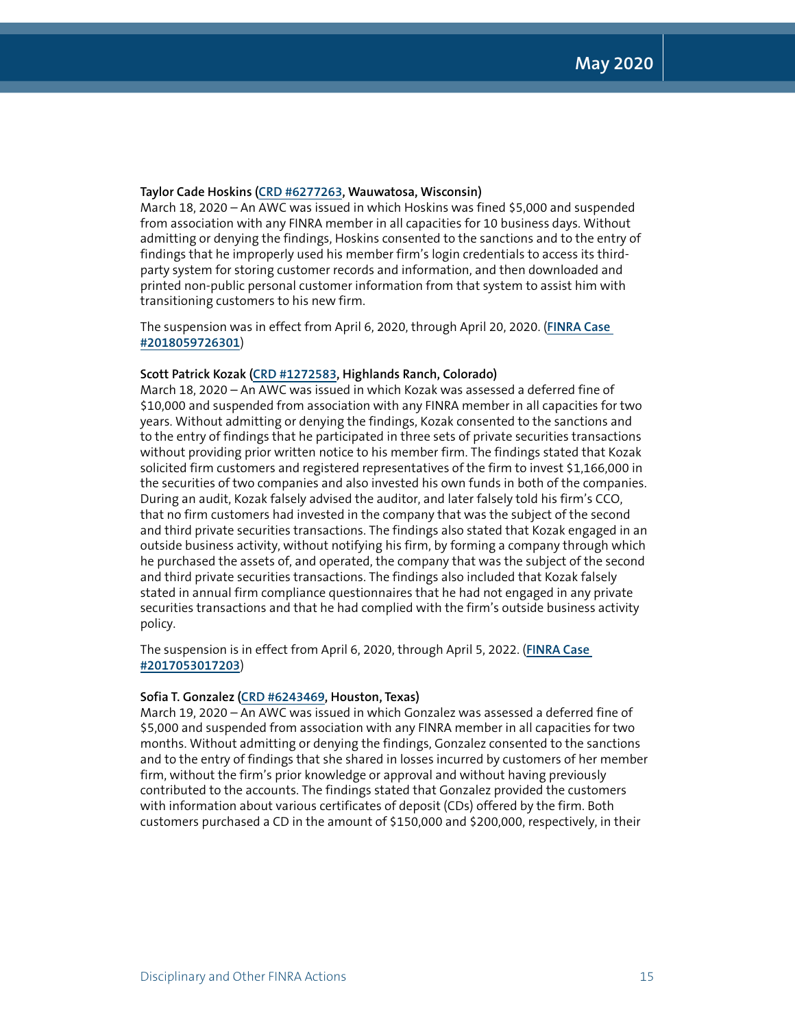**Taylor Cade Hoskins (CRD #6277263, Wauwatosa, Wisconsin)**
March 18, 2020 – An AWC was issued in which Hoskins was fined $5,000 and suspended from association with any FINRA member in all capacities for 10 business days. Without admitting or denying the findings, Hoskins consented to the sanctions and to the entry of findings that he improperly used his member firm's login credentials to access its third-party system for storing customer records and information, and then downloaded and printed non-public personal customer information from that system to assist him with transitioning customers to his new firm.

The suspension was in effect from April 6, 2020, through April 20, 2020. (**FINRA Case #2018059726301**)

**Scott Patrick Kozak (CRD #1272583, Highlands Ranch, Colorado)**
March 18, 2020 – An AWC was issued in which Kozak was assessed a deferred fine of $10,000 and suspended from association with any FINRA member in all capacities for two years. Without admitting or denying the findings, Kozak consented to the sanctions and to the entry of findings that he participated in three sets of private securities transactions without providing prior written notice to his member firm. The findings stated that Kozak solicited firm customers and registered representatives of the firm to invest $1,166,000 in the securities of two companies and also invested his own funds in both of the companies. During an audit, Kozak falsely advised the auditor, and later falsely told his firm's CCO, that no firm customers had invested in the company that was the subject of the second and third private securities transactions. The findings also stated that Kozak engaged in an outside business activity, without notifying his firm, by forming a company through which he purchased the assets of, and operated, the company that was the subject of the second and third private securities transactions. The findings also included that Kozak falsely stated in annual firm compliance questionnaires that he had not engaged in any private securities transactions and that he had complied with the firm's outside business activity policy.

The suspension is in effect from April 6, 2020, through April 5, 2022. (**FINRA Case #2017053017203**)

**Sofia T. Gonzalez (CRD #6243469, Houston, Texas)**
March 19, 2020 – An AWC was issued in which Gonzalez was assessed a deferred fine of $5,000 and suspended from association with any FINRA member in all capacities for two months. Without admitting or denying the findings, Gonzalez consented to the sanctions and to the entry of findings that she shared in losses incurred by customers of her member firm, without the firm's prior knowledge or approval and without having previously contributed to the accounts. The findings stated that Gonzalez provided the customers with information about various certificates of deposit (CDs) offered by the firm. Both customers purchased a CD in the amount of $150,000 and $200,000, respectively, in their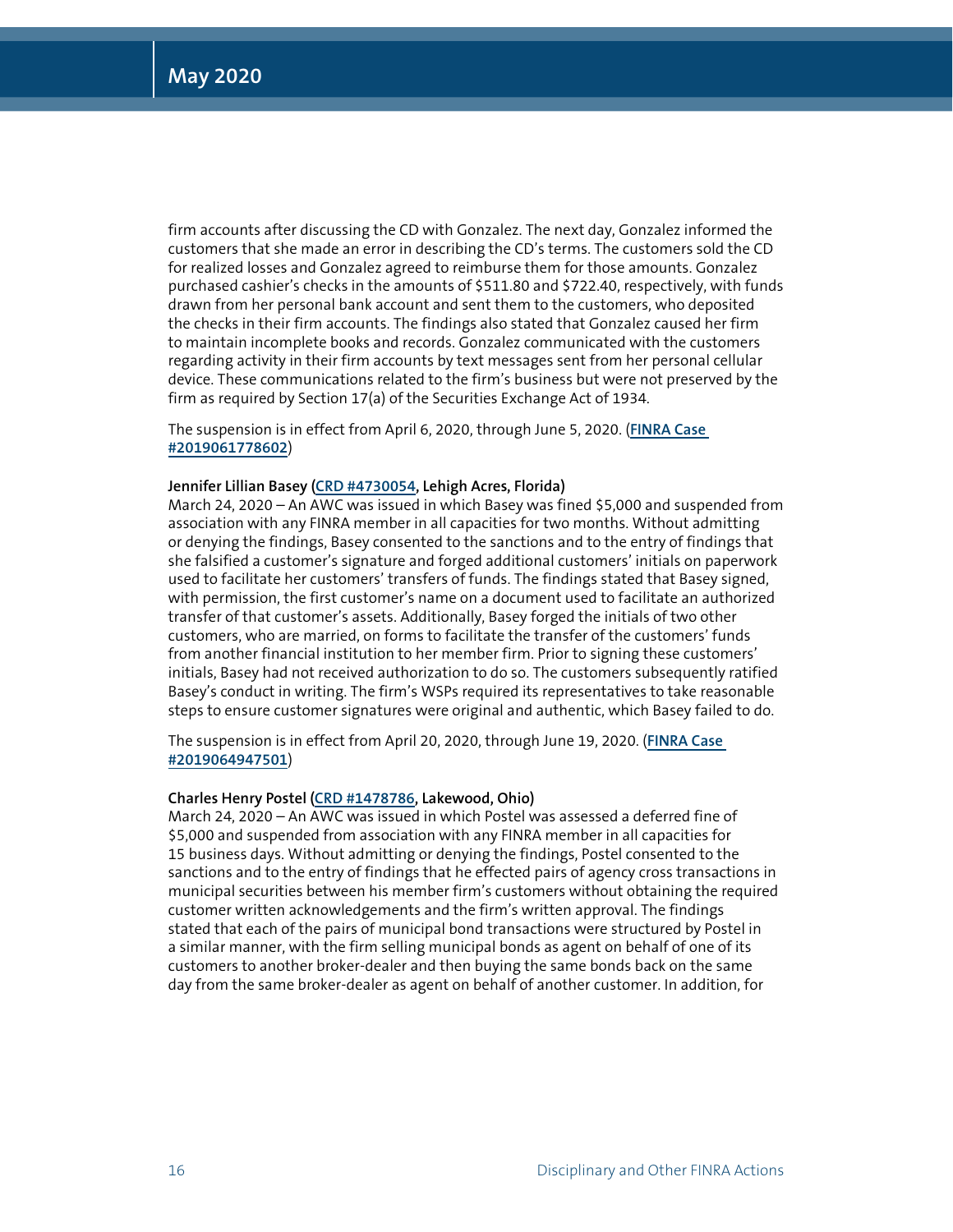firm accounts after discussing the CD with Gonzalez. The next day, Gonzalez informed the customers that she made an error in describing the CD's terms. The customers sold the CD for realized losses and Gonzalez agreed to reimburse them for those amounts. Gonzalez purchased cashier's checks in the amounts of $511.80 and $722.40, respectively, with funds drawn from her personal bank account and sent them to the customers, who deposited the checks in their firm accounts. The findings also stated that Gonzalez caused her firm to maintain incomplete books and records. Gonzalez communicated with the customers regarding activity in their firm accounts by text messages sent from her personal cellular device. These communications related to the firm's business but were not preserved by the firm as required by Section 17(a) of the Securities Exchange Act of 1934.

The suspension is in effect from April 6, 2020, through June 5, 2020. (**FINRA Case #2019061778602**)

**Jennifer Lillian Basey (CRD #4730054, Lehigh Acres, Florida)**
March 24, 2020 – An AWC was issued in which Basey was fined $5,000 and suspended from association with any FINRA member in all capacities for two months. Without admitting or denying the findings, Basey consented to the sanctions and to the entry of findings that she falsified a customer's signature and forged additional customers' initials on paperwork used to facilitate her customers' transfers of funds. The findings stated that Basey signed, with permission, the first customer's name on a document used to facilitate an authorized transfer of that customer's assets. Additionally, Basey forged the initials of two other customers, who are married, on forms to facilitate the transfer of the customers' funds from another financial institution to her member firm. Prior to signing these customers' initials, Basey had not received authorization to do so. The customers subsequently ratified Basey's conduct in writing. The firm's WSPs required its representatives to take reasonable steps to ensure customer signatures were original and authentic, which Basey failed to do.

The suspension is in effect from April 20, 2020, through June 19, 2020. (**FINRA Case #2019064947501**)

**Charles Henry Postel (CRD #1478786, Lakewood, Ohio)**
March 24, 2020 – An AWC was issued in which Postel was assessed a deferred fine of $5,000 and suspended from association with any FINRA member in all capacities for 15 business days. Without admitting or denying the findings, Postel consented to the sanctions and to the entry of findings that he effected pairs of agency cross transactions in municipal securities between his member firm's customers without obtaining the required customer written acknowledgements and the firm's written approval. The findings stated that each of the pairs of municipal bond transactions were structured by Postel in a similar manner, with the firm selling municipal bonds as agent on behalf of one of its customers to another broker-dealer and then buying the same bonds back on the same day from the same broker-dealer as agent on behalf of another customer. In addition, for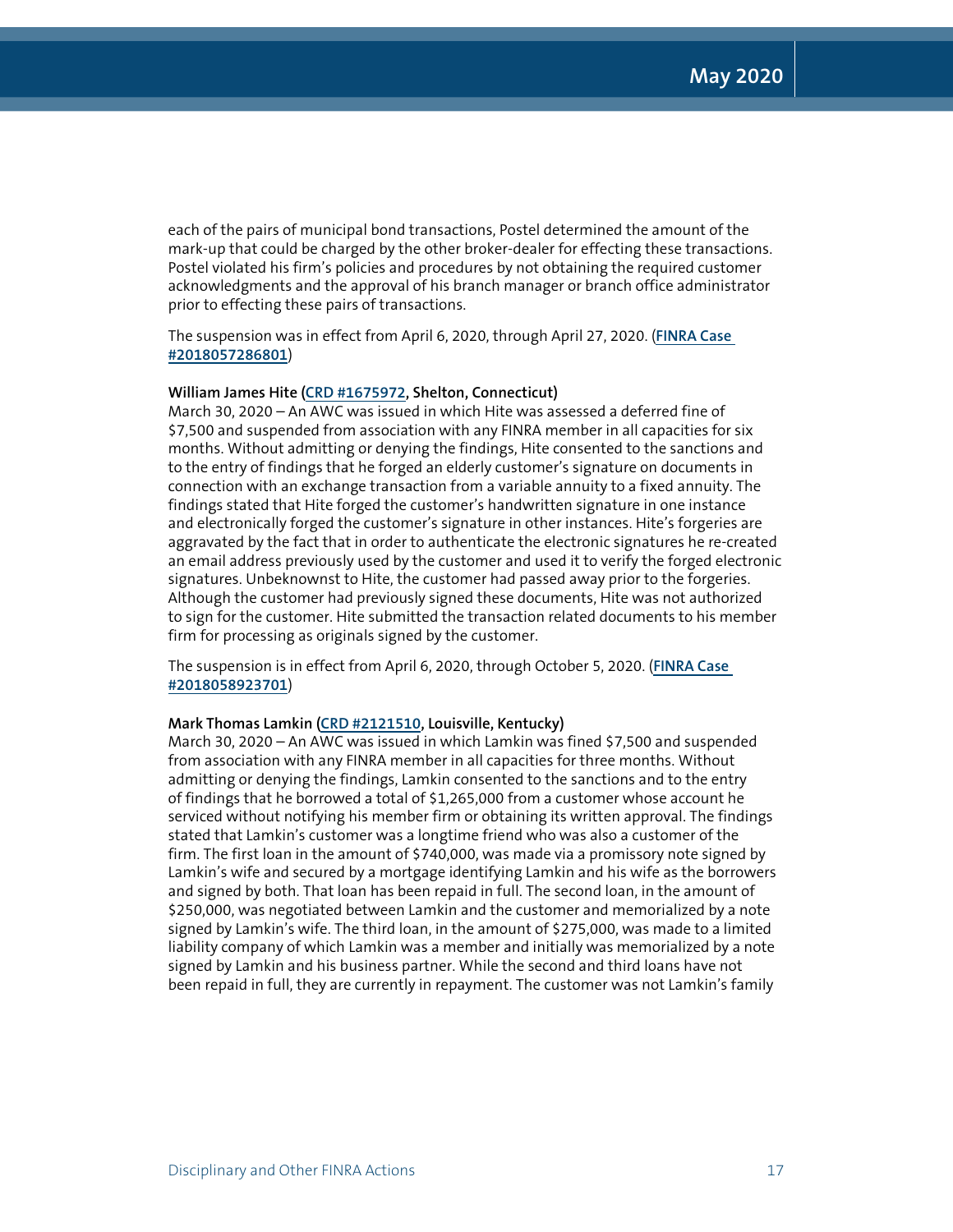each of the pairs of municipal bond transactions, Postel determined the amount of the mark-up that could be charged by the other broker-dealer for effecting these transactions. Postel violated his firm's policies and procedures by not obtaining the required customer acknowledgments and the approval of his branch manager or branch office administrator prior to effecting these pairs of transactions.

The suspension was in effect from April 6, 2020, through April 27, 2020. (**FINRA Case #2018057286801**)

**William James Hite (CRD #1675972, Shelton, Connecticut)**
March 30, 2020 – An AWC was issued in which Hite was assessed a deferred fine of $7,500 and suspended from association with any FINRA member in all capacities for six months. Without admitting or denying the findings, Hite consented to the sanctions and to the entry of findings that he forged an elderly customer's signature on documents in connection with an exchange transaction from a variable annuity to a fixed annuity. The findings stated that Hite forged the customer's handwritten signature in one instance and electronically forged the customer's signature in other instances. Hite's forgeries are aggravated by the fact that in order to authenticate the electronic signatures he re-created an email address previously used by the customer and used it to verify the forged electronic signatures. Unbeknownst to Hite, the customer had passed away prior to the forgeries. Although the customer had previously signed these documents, Hite was not authorized to sign for the customer. Hite submitted the transaction related documents to his member firm for processing as originals signed by the customer.

The suspension is in effect from April 6, 2020, through October 5, 2020. (**FINRA Case #2018058923701**)

**Mark Thomas Lamkin (CRD #2121510, Louisville, Kentucky)**
March 30, 2020 – An AWC was issued in which Lamkin was fined $7,500 and suspended from association with any FINRA member in all capacities for three months. Without admitting or denying the findings, Lamkin consented to the sanctions and to the entry of findings that he borrowed a total of $1,265,000 from a customer whose account he serviced without notifying his member firm or obtaining its written approval. The findings stated that Lamkin's customer was a longtime friend who was also a customer of the firm. The first loan in the amount of $740,000, was made via a promissory note signed by Lamkin's wife and secured by a mortgage identifying Lamkin and his wife as the borrowers and signed by both. That loan has been repaid in full. The second loan, in the amount of $250,000, was negotiated between Lamkin and the customer and memorialized by a note signed by Lamkin's wife. The third loan, in the amount of $275,000, was made to a limited liability company of which Lamkin was a member and initially was memorialized by a note signed by Lamkin and his business partner. While the second and third loans have not been repaid in full, they are currently in repayment. The customer was not Lamkin's family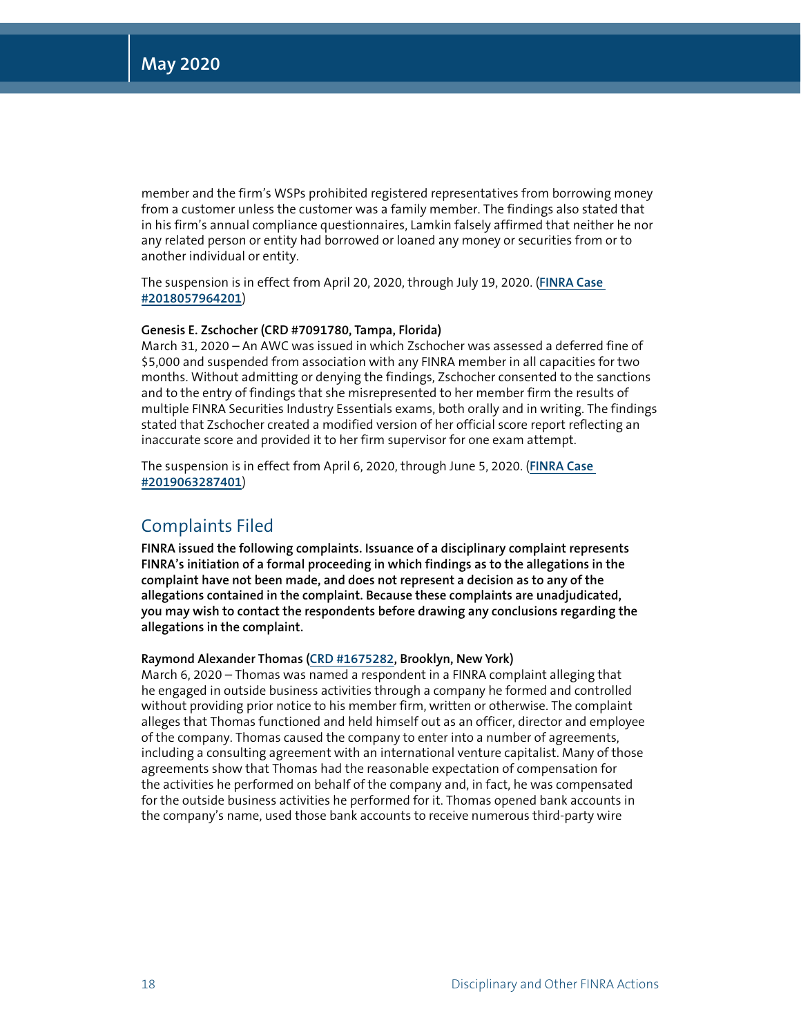member and the firm's WSPs prohibited registered representatives from borrowing money from a customer unless the customer was a family member. The findings also stated that in his firm's annual compliance questionnaires, Lamkin falsely affirmed that neither he nor any related person or entity had borrowed or loaned any money or securities from or to another individual or entity.

The suspension is in effect from April 20, 2020, through July 19, 2020. (**FINRA Case #2018057964201**)

**Genesis E. Zschocher (CRD #7091780, Tampa, Florida)**
March 31, 2020 – An AWC was issued in which Zschocher was assessed a deferred fine of $5,000 and suspended from association with any FINRA member in all capacities for two months. Without admitting or denying the findings, Zschocher consented to the sanctions and to the entry of findings that she misrepresented to her member firm the results of multiple FINRA Securities Industry Essentials exams, both orally and in writing. The findings stated that Zschocher created a modified version of her official score report reflecting an inaccurate score and provided it to her firm supervisor for one exam attempt.

The suspension is in effect from April 6, 2020, through June 5, 2020. (**FINRA Case #2019063287401**)

## Complaints Filed

**FINRA issued the following complaints. Issuance of a disciplinary complaint represents FINRA's initiation of a formal proceeding in which findings as to the allegations in the complaint have not been made, and does not represent a decision as to any of the allegations contained in the complaint. Because these complaints are unadjudicated, you may wish to contact the respondents before drawing any conclusions regarding the allegations in the complaint.**

**Raymond Alexander Thomas (CRD #1675282, Brooklyn, New York)**
March 6, 2020 – Thomas was named a respondent in a FINRA complaint alleging that he engaged in outside business activities through a company he formed and controlled without providing prior notice to his member firm, written or otherwise. The complaint alleges that Thomas functioned and held himself out as an officer, director and employee of the company. Thomas caused the company to enter into a number of agreements, including a consulting agreement with an international venture capitalist. Many of those agreements show that Thomas had the reasonable expectation of compensation for the activities he performed on behalf of the company and, in fact, he was compensated for the outside business activities he performed for it. Thomas opened bank accounts in the company's name, used those bank accounts to receive numerous third-party wire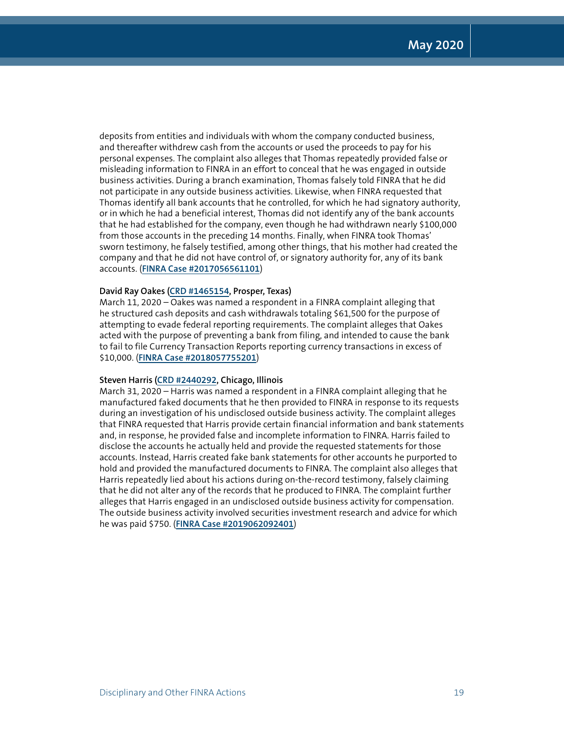deposits from entities and individuals with whom the company conducted business, and thereafter withdrew cash from the accounts or used the proceeds to pay for his personal expenses. The complaint also alleges that Thomas repeatedly provided false or misleading information to FINRA in an effort to conceal that he was engaged in outside business activities. During a branch examination, Thomas falsely told FINRA that he did not participate in any outside business activities. Likewise, when FINRA requested that Thomas identify all bank accounts that he controlled, for which he had signatory authority, or in which he had a beneficial interest, Thomas did not identify any of the bank accounts that he had established for the company, even though he had withdrawn nearly $100,000 from those accounts in the preceding 14 months. Finally, when FINRA took Thomas' sworn testimony, he falsely testified, among other things, that his mother had created the company and that he did not have control of, or signatory authority for, any of its bank accounts. (**FINRA Case #2017056561101**)

**David Ray Oakes (CRD #1465154, Prosper, Texas)**
March 11, 2020 – Oakes was named a respondent in a FINRA complaint alleging that he structured cash deposits and cash withdrawals totaling $61,500 for the purpose of attempting to evade federal reporting requirements. The complaint alleges that Oakes acted with the purpose of preventing a bank from filing, and intended to cause the bank to fail to file Currency Transaction Reports reporting currency transactions in excess of $10,000. (**FINRA Case #2018057755201**)

**Steven Harris (CRD #2440292, Chicago, Illinois**
March 31, 2020 – Harris was named a respondent in a FINRA complaint alleging that he manufactured faked documents that he then provided to FINRA in response to its requests during an investigation of his undisclosed outside business activity. The complaint alleges that FINRA requested that Harris provide certain financial information and bank statements and, in response, he provided false and incomplete information to FINRA. Harris failed to disclose the accounts he actually held and provide the requested statements for those accounts. Instead, Harris created fake bank statements for other accounts he purported to hold and provided the manufactured documents to FINRA. The complaint also alleges that Harris repeatedly lied about his actions during on-the-record testimony, falsely claiming that he did not alter any of the records that he produced to FINRA. The complaint further alleges that Harris engaged in an undisclosed outside business activity for compensation. The outside business activity involved securities investment research and advice for which he was paid $750. (**FINRA Case #2019062092401**)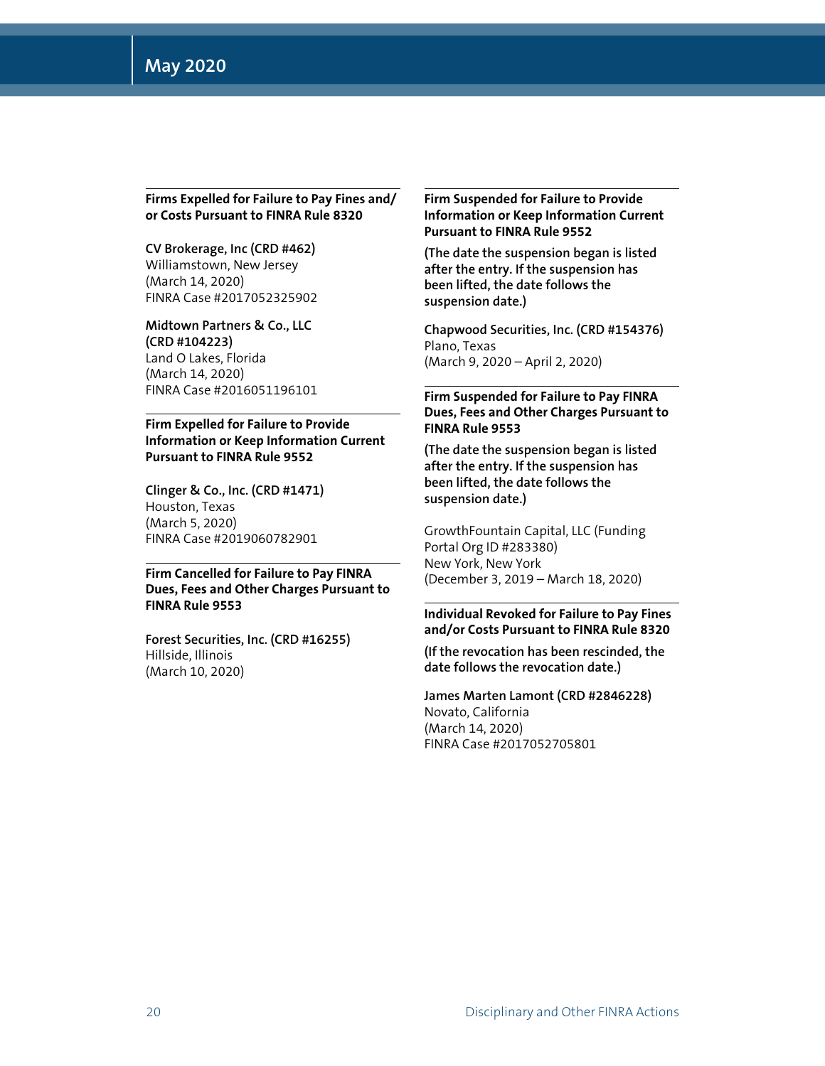### Firms Expelled for Failure to Pay Fines and/or Costs Pursuant to FINRA Rule 8320

**CV Brokerage, Inc (CRD #462)**
Williamstown, New Jersey
(March 14, 2020)
FINRA Case #2017052325902

**Midtown Partners & Co., LLC (CRD #104223)**
Land O Lakes, Florida
(March 14, 2020)
FINRA Case #2016051196101

### Firm Expelled for Failure to Provide Information or Keep Information Current Pursuant to FINRA Rule 9552

**Clinger & Co., Inc. (CRD #1471)**
Houston, Texas
(March 5, 2020)
FINRA Case #2019060782901

### Firm Cancelled for Failure to Pay FINRA Dues, Fees and Other Charges Pursuant to FINRA Rule 9553

**Forest Securities, Inc. (CRD #16255)**
Hillside, Illinois
(March 10, 2020)

### Firm Suspended for Failure to Provide Information or Keep Information Current Pursuant to FINRA Rule 9552

**(The date the suspension began is listed after the entry. If the suspension has been lifted, the date follows the suspension date.)**

**Chapwood Securities, Inc. (CRD #154376)**
Plano, Texas
(March 9, 2020 – April 2, 2020)

### Firm Suspended for Failure to Pay FINRA Dues, Fees and Other Charges Pursuant to FINRA Rule 9553

**(The date the suspension began is listed after the entry. If the suspension has been lifted, the date follows the suspension date.)**

GrowthFountain Capital, LLC (Funding Portal Org ID #283380)
New York, New York
(December 3, 2019 – March 18, 2020)

### Individual Revoked for Failure to Pay Fines and/or Costs Pursuant to FINRA Rule 8320

**(If the revocation has been rescinded, the date follows the revocation date.)**

**James Marten Lamont (CRD #2846228)**
Novato, California
(March 14, 2020)
FINRA Case #2017052705801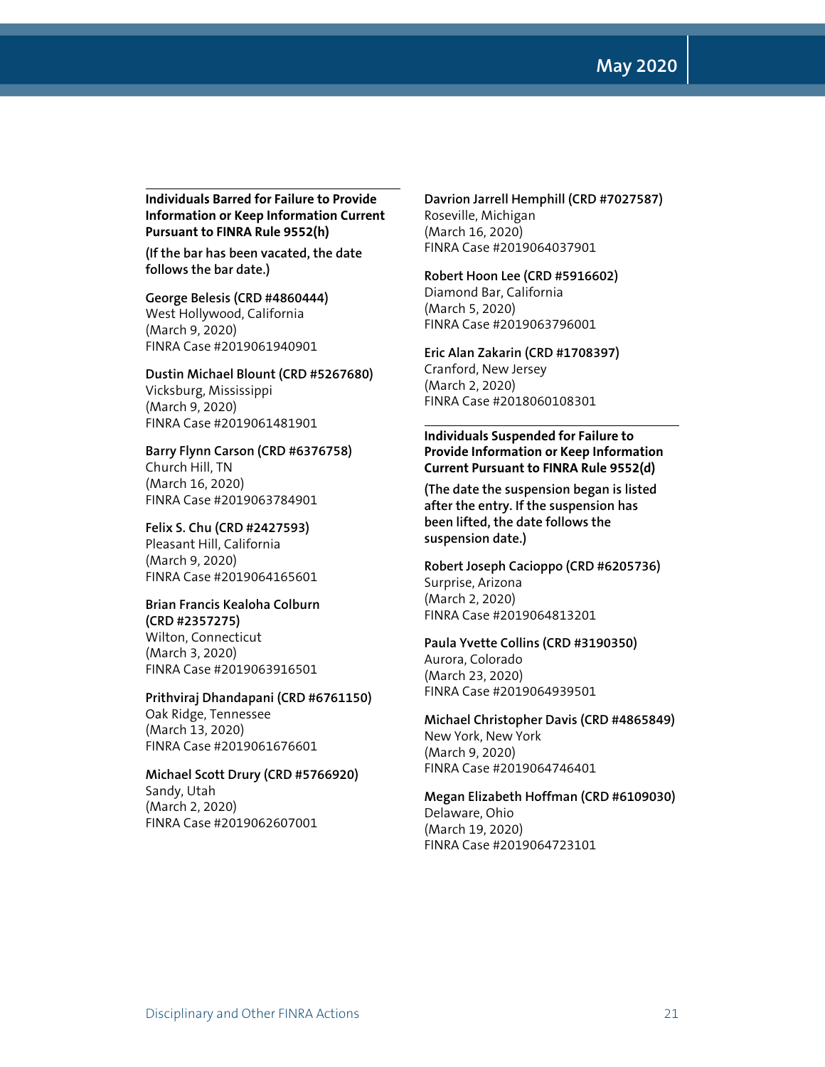### Individuals Barred for Failure to Provide Information or Keep Information Current Pursuant to FINRA Rule 9552(h)

**(If the bar has been vacated, the date follows the bar date.)**

**George Belesis (CRD #4860444)**
West Hollywood, California
(March 9, 2020)
FINRA Case #2019061940901

**Dustin Michael Blount (CRD #5267680)**
Vicksburg, Mississippi
(March 9, 2020)
FINRA Case #2019061481901

**Barry Flynn Carson (CRD #6376758)**
Church Hill, TN
(March 16, 2020)
FINRA Case #2019063784901

**Felix S. Chu (CRD #2427593)**
Pleasant Hill, California
(March 9, 2020)
FINRA Case #2019064165601

**Brian Francis Kealoha Colburn (CRD #2357275)**
Wilton, Connecticut
(March 3, 2020)
FINRA Case #2019063916501

**Prithviraj Dhandapani (CRD #6761150)**
Oak Ridge, Tennessee
(March 13, 2020)
FINRA Case #2019061676601

**Michael Scott Drury (CRD #5766920)**
Sandy, Utah
(March 2, 2020)
FINRA Case #2019062607001

**Davrion Jarrell Hemphill (CRD #7027587)**
Roseville, Michigan
(March 16, 2020)
FINRA Case #2019064037901

**Robert Hoon Lee (CRD #5916602)**
Diamond Bar, California
(March 5, 2020)
FINRA Case #2019063796001

**Eric Alan Zakarin (CRD #1708397)**
Cranford, New Jersey
(March 2, 2020)
FINRA Case #2018060108301

### Individuals Suspended for Failure to Provide Information or Keep Information Current Pursuant to FINRA Rule 9552(d)

**(The date the suspension began is listed after the entry. If the suspension has been lifted, the date follows the suspension date.)**

**Robert Joseph Cacioppo (CRD #6205736)**
Surprise, Arizona
(March 2, 2020)
FINRA Case #2019064813201

**Paula Yvette Collins (CRD #3190350)**
Aurora, Colorado
(March 23, 2020)
FINRA Case #2019064939501

**Michael Christopher Davis (CRD #4865849)**
New York, New York
(March 9, 2020)
FINRA Case #2019064746401

**Megan Elizabeth Hoffman (CRD #6109030)**
Delaware, Ohio
(March 19, 2020)
FINRA Case #2019064723101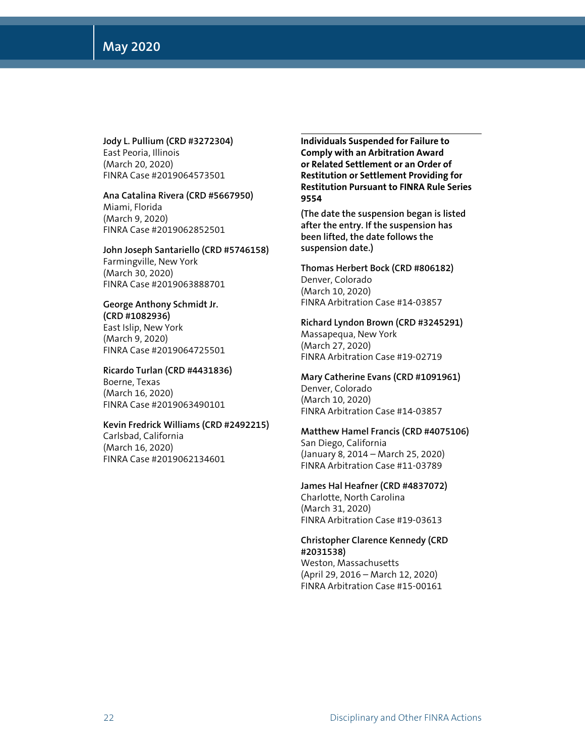**Jody L. Pullium (CRD #3272304)**
East Peoria, Illinois
(March 20, 2020)
FINRA Case #2019064573501

**Ana Catalina Rivera (CRD #5667950)**
Miami, Florida
(March 9, 2020)
FINRA Case #2019062852501

**John Joseph Santariello (CRD #5746158)**
Farmingville, New York
(March 30, 2020)
FINRA Case #2019063888701

**George Anthony Schmidt Jr. (CRD #1082936)**
East Islip, New York
(March 9, 2020)
FINRA Case #2019064725501

**Ricardo Turlan (CRD #4431836)**
Boerne, Texas
(March 16, 2020)
FINRA Case #2019063490101

**Kevin Fredrick Williams (CRD #2492215)**
Carlsbad, California
(March 16, 2020)
FINRA Case #2019062134601

## Individuals Suspended for Failure to Comply with an Arbitration Award or Related Settlement or an Order of Restitution or Settlement Providing for Restitution Pursuant to FINRA Rule Series 9554

**(The date the suspension began is listed after the entry. If the suspension has been lifted, the date follows the suspension date.)**

**Thomas Herbert Bock (CRD #806182)**
Denver, Colorado
(March 10, 2020)
FINRA Arbitration Case #14-03857

**Richard Lyndon Brown (CRD #3245291)**
Massapequa, New York
(March 27, 2020)
FINRA Arbitration Case #19-02719

**Mary Catherine Evans (CRD #1091961)**
Denver, Colorado
(March 10, 2020)
FINRA Arbitration Case #14-03857

**Matthew Hamel Francis (CRD #4075106)**
San Diego, California
(January 8, 2014 – March 25, 2020)
FINRA Arbitration Case #11-03789

**James Hal Heafner (CRD #4837072)**
Charlotte, North Carolina
(March 31, 2020)
FINRA Arbitration Case #19-03613

**Christopher Clarence Kennedy (CRD #2031538)**
Weston, Massachusetts
(April 29, 2016 – March 12, 2020)
FINRA Arbitration Case #15-00161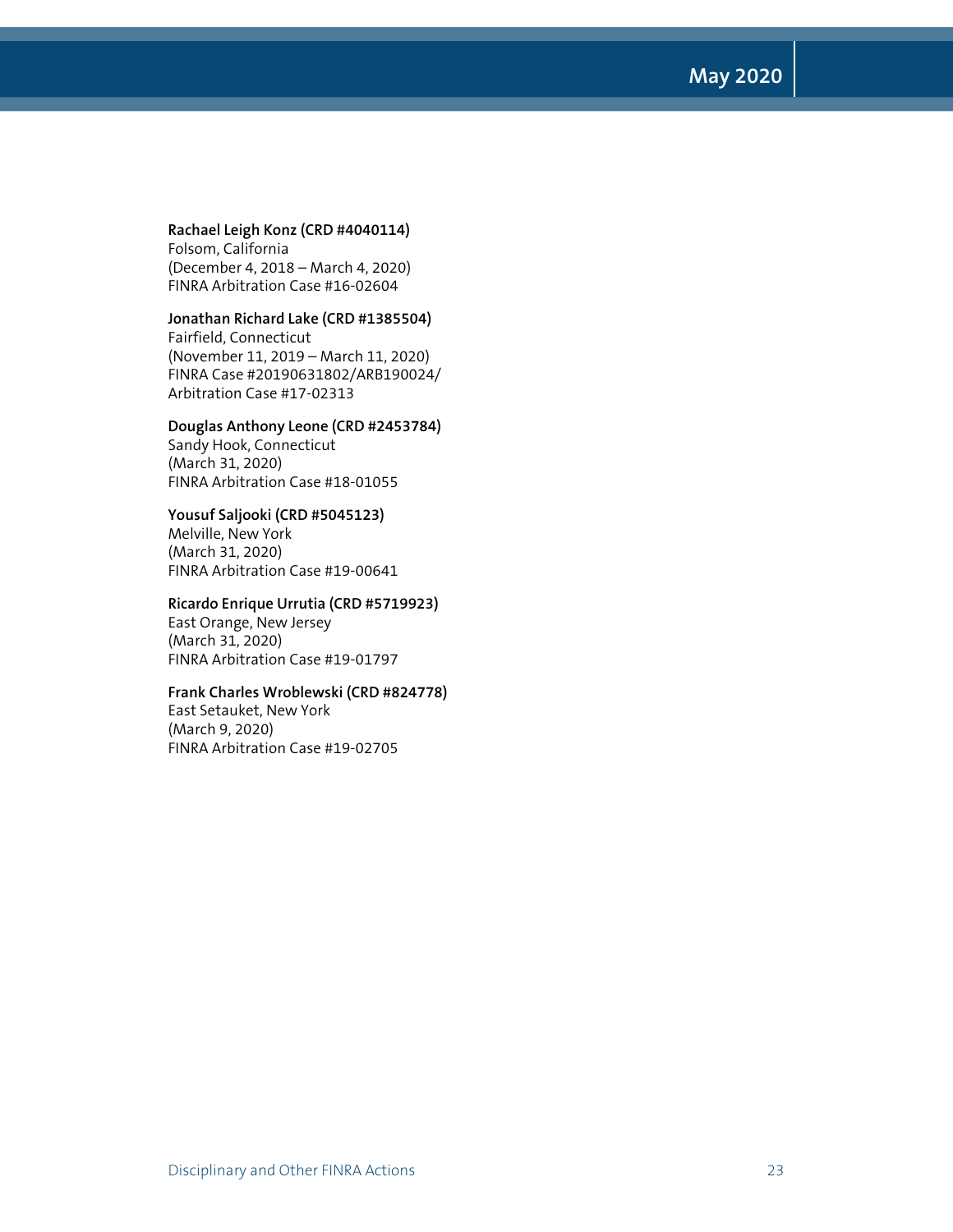**Rachael Leigh Konz (CRD #4040114)**
Folsom, California
(December 4, 2018 – March 4, 2020)
FINRA Arbitration Case #16-02604

**Jonathan Richard Lake (CRD #1385504)**
Fairfield, Connecticut
(November 11, 2019 – March 11, 2020)
FINRA Case #20190631802/ARB190024/
Arbitration Case #17-02313

**Douglas Anthony Leone (CRD #2453784)**
Sandy Hook, Connecticut
(March 31, 2020)
FINRA Arbitration Case #18-01055

**Yousuf Saljooki (CRD #5045123)**
Melville, New York
(March 31, 2020)
FINRA Arbitration Case #19-00641

**Ricardo Enrique Urrutia (CRD #5719923)**
East Orange, New Jersey
(March 31, 2020)
FINRA Arbitration Case #19-01797

**Frank Charles Wroblewski (CRD #824778)**
East Setauket, New York
(March 9, 2020)
FINRA Arbitration Case #19-02705